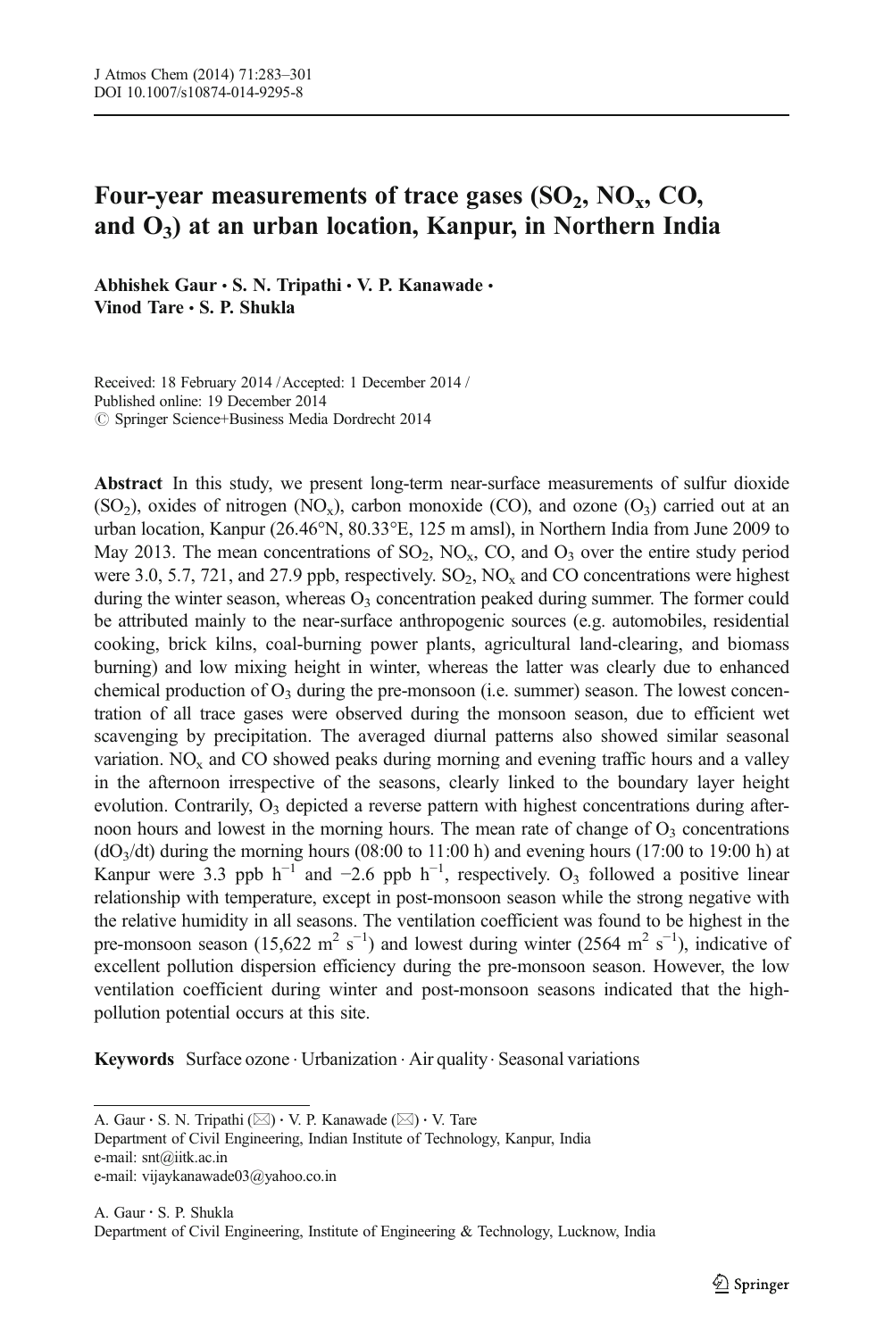# Four-year measurements of trace gases ($SO_2$, $NO_x$, CO, and $O_3$) at an urban location, Kanpur, in Northern India

**Abhishek Gaur · S. N. Tripathi · V. P. Kanawade · Vinod Tare · S. P. Shukla**

Received: 18 February 2014 / Accepted: 1 December 2014 /
Published online: 19 December 2014
© Springer Science+Business Media Dordrecht 2014

**Abstract** In this study, we present long-term near-surface measurements of sulfur dioxide ($SO_2$), oxides of nitrogen ($NO_x$), carbon monoxide (CO), and ozone ($O_3$) carried out at an urban location, Kanpur (26.46°N, 80.33°E, 125 m amsl), in Northern India from June 2009 to May 2013. The mean concentrations of $SO_2$, $NO_x$, CO, and $O_3$ over the entire study period were 3.0, 5.7, 721, and 27.9 ppb, respectively. $SO_2$, $NO_x$ and CO concentrations were highest during the winter season, whereas $O_3$ concentration peaked during summer. The former could be attributed mainly to the near-surface anthropogenic sources (e.g. automobiles, residential cooking, brick kilns, coal-burning power plants, agricultural land-clearing, and biomass burning) and low mixing height in winter, whereas the latter was clearly due to enhanced chemical production of $O_3$ during the pre-monsoon (i.e. summer) season. The lowest concentration of all trace gases were observed during the monsoon season, due to efficient wet scavenging by precipitation. The averaged diurnal patterns also showed similar seasonal variation. $NO_x$ and CO showed peaks during morning and evening traffic hours and a valley in the afternoon irrespective of the seasons, clearly linked to the boundary layer height evolution. Contrarily, $O_3$ depicted a reverse pattern with highest concentrations during afternoon hours and lowest in the morning hours. The mean rate of change of $O_3$ concentrations ($dO_3/dt$) during the morning hours (08:00 to 11:00 h) and evening hours (17:00 to 19:00 h) at Kanpur were 3.3 ppb $h^{-1}$ and −2.6 ppb $h^{-1}$, respectively. $O_3$ followed a positive linear relationship with temperature, except in post-monsoon season while the strong negative with the relative humidity in all seasons. The ventilation coefficient was found to be highest in the pre-monsoon season (15,622 $m^2\ s^{-1}$) and lowest during winter (2564 $m^2\ s^{-1}$), indicative of excellent pollution dispersion efficiency during the pre-monsoon season. However, the low ventilation coefficient during winter and post-monsoon seasons indicated that the high-pollution potential occurs at this site.

**Keywords** Surface ozone · Urbanization · Air quality · Seasonal variations

---

A. Gaur · S. N. Tripathi (✉) · V. P. Kanawade (✉) · V. Tare
Department of Civil Engineering, Indian Institute of Technology, Kanpur, India
e-mail: snt@iitk.ac.in
e-mail: vijaykanawade03@yahoo.co.in

A. Gaur · S. P. Shukla
Department of Civil Engineering, Institute of Engineering & Technology, Lucknow, India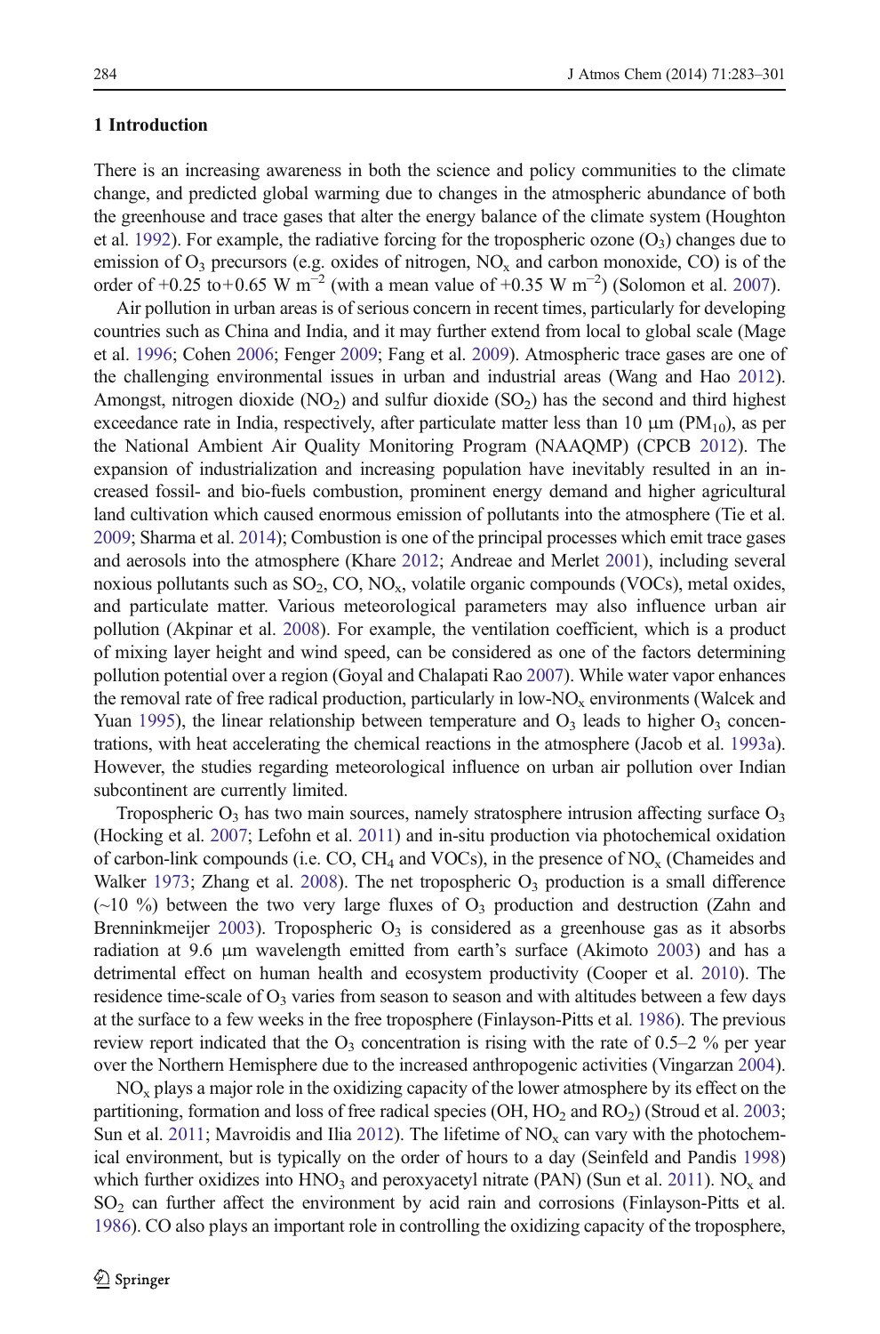## 1 Introduction

There is an increasing awareness in both the science and policy communities to the climate change, and predicted global warming due to changes in the atmospheric abundance of both the greenhouse and trace gases that alter the energy balance of the climate system (Houghton et al. 1992). For example, the radiative forcing for the tropospheric ozone ($O_3$) changes due to emission of $O_3$ precursors (e.g. oxides of nitrogen, $NO_x$ and carbon monoxide, CO) is of the order of +0.25 to+0.65 W $m^{-2}$ (with a mean value of +0.35 W $m^{-2}$) (Solomon et al. 2007).

Air pollution in urban areas is of serious concern in recent times, particularly for developing countries such as China and India, and it may further extend from local to global scale (Mage et al. 1996; Cohen 2006; Fenger 2009; Fang et al. 2009). Atmospheric trace gases are one of the challenging environmental issues in urban and industrial areas (Wang and Hao 2012). Amongst, nitrogen dioxide ($NO_2$) and sulfur dioxide ($SO_2$) has the second and third highest exceedance rate in India, respectively, after particulate matter less than 10 μm ($PM_{10}$), as per the National Ambient Air Quality Monitoring Program (NAAQMP) (CPCB 2012). The expansion of industrialization and increasing population have inevitably resulted in an increased fossil- and bio-fuels combustion, prominent energy demand and higher agricultural land cultivation which caused enormous emission of pollutants into the atmosphere (Tie et al. 2009; Sharma et al. 2014); Combustion is one of the principal processes which emit trace gases and aerosols into the atmosphere (Khare 2012; Andreae and Merlet 2001), including several noxious pollutants such as $SO_2$, CO, $NO_x$, volatile organic compounds (VOCs), metal oxides, and particulate matter. Various meteorological parameters may also influence urban air pollution (Akpinar et al. 2008). For example, the ventilation coefficient, which is a product of mixing layer height and wind speed, can be considered as one of the factors determining pollution potential over a region (Goyal and Chalapati Rao 2007). While water vapor enhances the removal rate of free radical production, particularly in low-$NO_x$ environments (Walcek and Yuan 1995), the linear relationship between temperature and $O_3$ leads to higher $O_3$ concentrations, with heat accelerating the chemical reactions in the atmosphere (Jacob et al. 1993a). However, the studies regarding meteorological influence on urban air pollution over Indian subcontinent are currently limited.

Tropospheric $O_3$ has two main sources, namely stratosphere intrusion affecting surface $O_3$ (Hocking et al. 2007; Lefohn et al. 2011) and in-situ production via photochemical oxidation of carbon-link compounds (i.e. CO, $CH_4$ and VOCs), in the presence of $NO_x$ (Chameides and Walker 1973; Zhang et al. 2008). The net tropospheric $O_3$ production is a small difference (~10 %) between the two very large fluxes of $O_3$ production and destruction (Zahn and Brenninkmeijer 2003). Tropospheric $O_3$ is considered as a greenhouse gas as it absorbs radiation at 9.6 μm wavelength emitted from earth's surface (Akimoto 2003) and has a detrimental effect on human health and ecosystem productivity (Cooper et al. 2010). The residence time-scale of $O_3$ varies from season to season and with altitudes between a few days at the surface to a few weeks in the free troposphere (Finlayson-Pitts et al. 1986). The previous review report indicated that the $O_3$ concentration is rising with the rate of 0.5–2 % per year over the Northern Hemisphere due to the increased anthropogenic activities (Vingarzan 2004).

$NO_x$ plays a major role in the oxidizing capacity of the lower atmosphere by its effect on the partitioning, formation and loss of free radical species (OH, $HO_2$ and $RO_2$) (Stroud et al. 2003; Sun et al. 2011; Mavroidis and Ilia 2012). The lifetime of $NO_x$ can vary with the photochemical environment, but is typically on the order of hours to a day (Seinfeld and Pandis 1998) which further oxidizes into $HNO_3$ and peroxyacetyl nitrate (PAN) (Sun et al. 2011). $NO_x$ and $SO_2$ can further affect the environment by acid rain and corrosions (Finlayson-Pitts et al. 1986). CO also plays an important role in controlling the oxidizing capacity of the troposphere,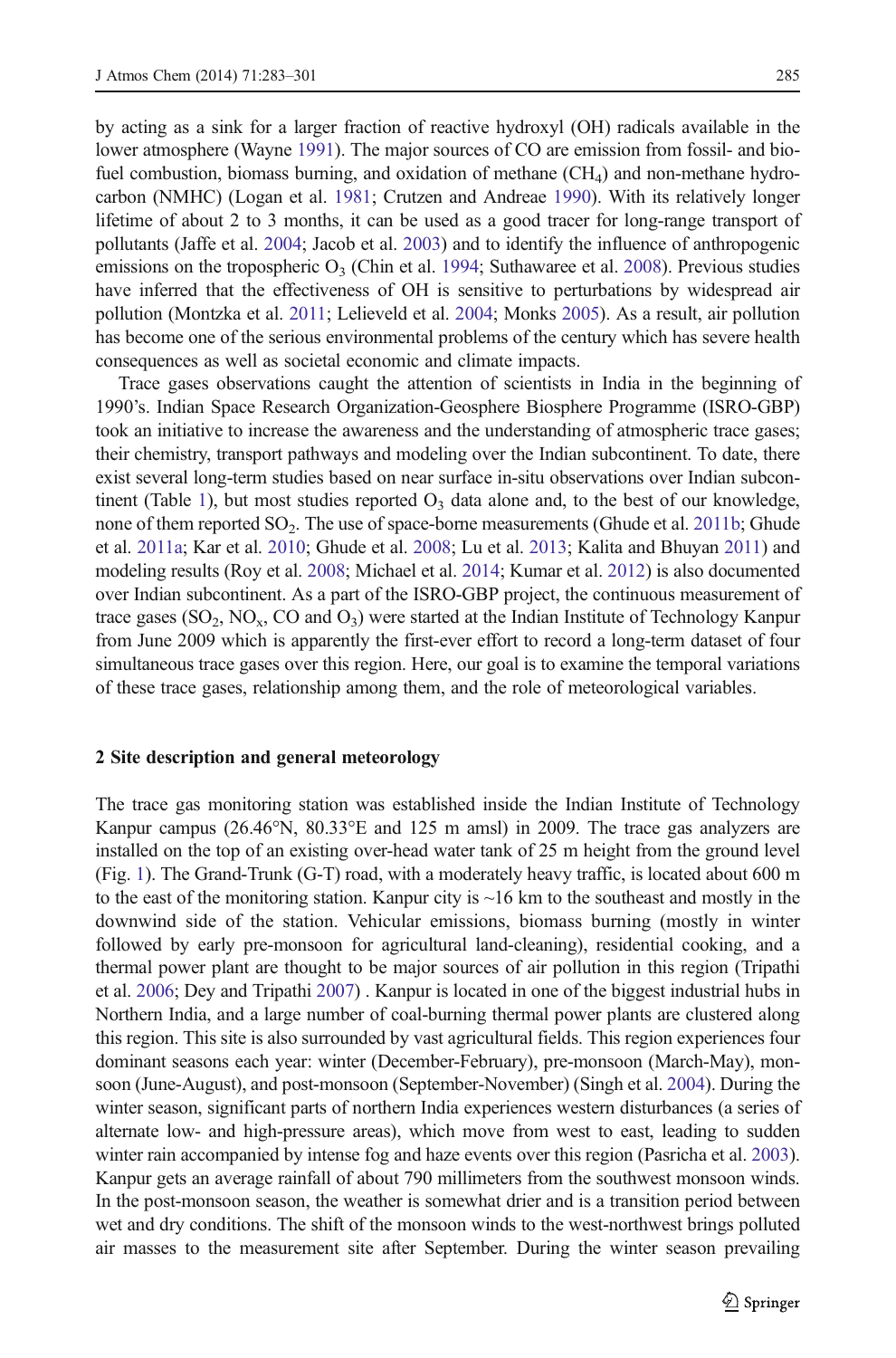by acting as a sink for a larger fraction of reactive hydroxyl (OH) radicals available in the lower atmosphere (Wayne 1991). The major sources of CO are emission from fossil- and bio-fuel combustion, biomass burning, and oxidation of methane ($CH_4$) and non-methane hydrocarbon (NMHC) (Logan et al. 1981; Crutzen and Andreae 1990). With its relatively longer lifetime of about 2 to 3 months, it can be used as a good tracer for long-range transport of pollutants (Jaffe et al. 2004; Jacob et al. 2003) and to identify the influence of anthropogenic emissions on the tropospheric $O_3$ (Chin et al. 1994; Suthawaree et al. 2008). Previous studies have inferred that the effectiveness of OH is sensitive to perturbations by widespread air pollution (Montzka et al. 2011; Lelieveld et al. 2004; Monks 2005). As a result, air pollution has become one of the serious environmental problems of the century which has severe health consequences as well as societal economic and climate impacts.

Trace gases observations caught the attention of scientists in India in the beginning of 1990's. Indian Space Research Organization-Geosphere Biosphere Programme (ISRO-GBP) took an initiative to increase the awareness and the understanding of atmospheric trace gases; their chemistry, transport pathways and modeling over the Indian subcontinent. To date, there exist several long-term studies based on near surface in-situ observations over Indian subcontinent (Table 1), but most studies reported $O_3$ data alone and, to the best of our knowledge, none of them reported $SO_2$. The use of space-borne measurements (Ghude et al. 2011b; Ghude et al. 2011a; Kar et al. 2010; Ghude et al. 2008; Lu et al. 2013; Kalita and Bhuyan 2011) and modeling results (Roy et al. 2008; Michael et al. 2014; Kumar et al. 2012) is also documented over Indian subcontinent. As a part of the ISRO-GBP project, the continuous measurement of trace gases ($SO_2$, $NO_x$, CO and $O_3$) were started at the Indian Institute of Technology Kanpur from June 2009 which is apparently the first-ever effort to record a long-term dataset of four simultaneous trace gases over this region. Here, our goal is to examine the temporal variations of these trace gases, relationship among them, and the role of meteorological variables.

## 2 Site description and general meteorology

The trace gas monitoring station was established inside the Indian Institute of Technology Kanpur campus (26.46°N, 80.33°E and 125 m amsl) in 2009. The trace gas analyzers are installed on the top of an existing over-head water tank of 25 m height from the ground level (Fig. 1). The Grand-Trunk (G-T) road, with a moderately heavy traffic, is located about 600 m to the east of the monitoring station. Kanpur city is ~16 km to the southeast and mostly in the downwind side of the station. Vehicular emissions, biomass burning (mostly in winter followed by early pre-monsoon for agricultural land-cleaning), residential cooking, and a thermal power plant are thought to be major sources of air pollution in this region (Tripathi et al. 2006; Dey and Tripathi 2007) . Kanpur is located in one of the biggest industrial hubs in Northern India, and a large number of coal-burning thermal power plants are clustered along this region. This site is also surrounded by vast agricultural fields. This region experiences four dominant seasons each year: winter (December-February), pre-monsoon (March-May), monsoon (June-August), and post-monsoon (September-November) (Singh et al. 2004). During the winter season, significant parts of northern India experiences western disturbances (a series of alternate low- and high-pressure areas), which move from west to east, leading to sudden winter rain accompanied by intense fog and haze events over this region (Pasricha et al. 2003). Kanpur gets an average rainfall of about 790 millimeters from the southwest monsoon winds. In the post-monsoon season, the weather is somewhat drier and is a transition period between wet and dry conditions. The shift of the monsoon winds to the west-northwest brings polluted air masses to the measurement site after September. During the winter season prevailing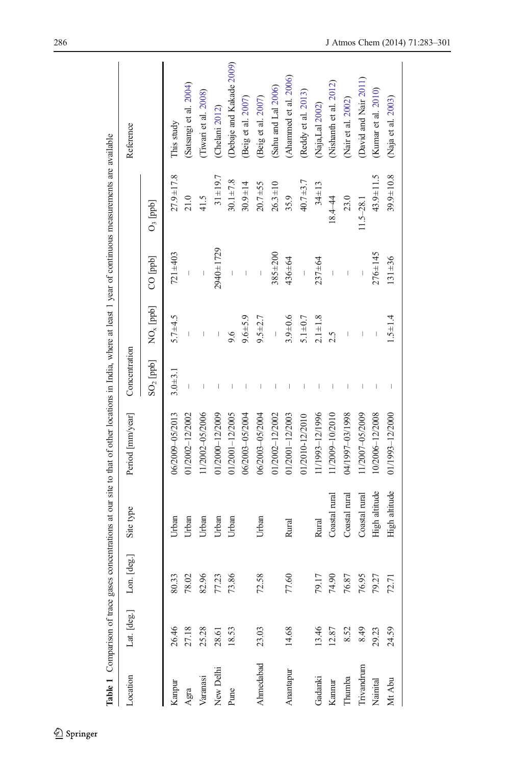**Table 1** Comparison of trace gases concentrations at our site to that of other locations in India, where at least 1 year of continuous measurements are available

| Location | Lat. [deg.] | Lon. [deg.] | Site type | Period [mm/year] | Concentration | | | | | Reference |
|---|---|---|---|---|---|---|---|---|---|---|
| | | | | | $SO_2$ [ppb] | $NO_x$ [ppb] | CO [ppb] | $O_3$ [ppb] | | |
| Kanpur | 26.46 | 80.33 | Urban | 06/2009–05/2013 | 3.0±3.1 | 5.7±4.5 | 721±403 | 27.9±17.8 | | This study |
| Agra | 27.18 | 78.02 | Urban | 01/2002–12/2002 | – | – | – | 21.0 | | (Satsangi et al. 2004) |
| Varanasi | 25.28 | 82.96 | Urban | 11/2002–05/2006 | – | – | – | 41.5 | | (Tiwari et al. 2008) |
| New Delhi | 28.61 | 77.23 | Urban | 01/2000–12/2009 | – | – | 2940±1729 | 31±19.7 | | (Chelani 2012) |
| Pune | 18.53 | 73.86 | Urban | 01/2001–12/2005 | – | 9.6 | – | 30.1±7.8 | | (Debaje and Kakade 2009) |
| | | | | 06/2003–05/2004 | – | 9.6±5.9 | – | 30.9±14 | | (Beig et al. 2007) |
| Ahmedabad | 23.03 | 72.58 | Urban | 06/2003–05/2004 | – | 9.5±2.7 | – | 20.7±55 | | (Beig et al. 2007) |
| | | | | 01/2002–12/2002 | – | – | 385±200 | 26.3±10 | | (Sahu and Lal 2006) |
| Anantapur | 14.68 | 77.60 | Rural | 01/2001–12/2003 | – | 3.9±0.6 | 436±64 | 35.9 | | (Ahammed et al. 2006) |
| | | | | 01/2010–12/2010 | – | 5.1±0.7 | – | 40.7±3.7 | | (Reddy et al. 2013) |
| Gadanki | 13.46 | 79.17 | Rural | 11/1993–12/1996 | – | 2.1±1.8 | 237±64 | 34±13 | | (Naja,Lal 2002) |
| Kannur | 12.87 | 74.90 | Coastal rural | 11/2009–10/2010 | – | 2.5 | – | 18.4–44 | | (Nishanth et al. 2012) |
| Thumba | 8.52 | 76.87 | Coastal rural | 04/1997–03/1998 | – | – | – | 23.0 | | (Nair et al. 2002) |
| Trivandrum | 8.49 | 76.95 | Coastal rural | 11/2007–05/2009 | – | – | – | 11.5–28.1 | | (David and Nair 2011) |
| Nainital | 29.23 | 79.27 | High altitude | 10/2006–12/2008 | – | – | 276±145 | 43.9±11.5 | | (Kumar et al. 2010) |
| Mt Abu | 24.59 | 72.71 | High altitude | 01/1993–12/2000 | – | 1.5±1.4 | 131±36 | 39.9±10.8 | | (Naja et al. 2003) |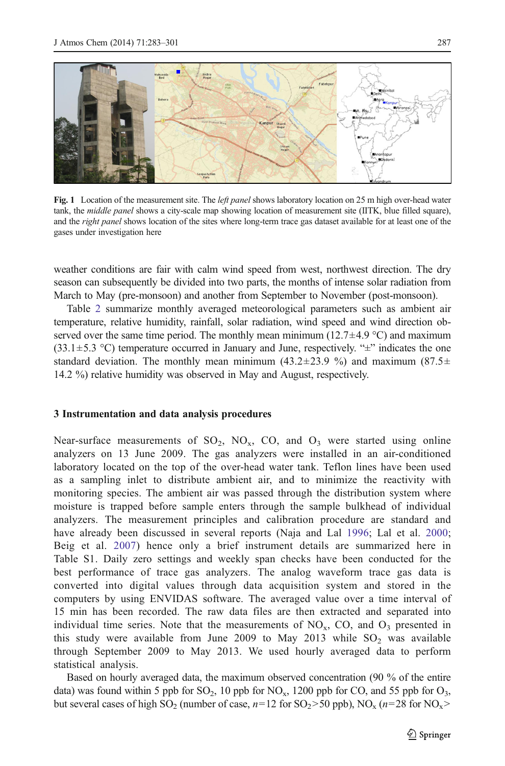Fig. 1 Location of the measurement site. The *left panel* shows laboratory location on 25 m high over-head water tank, the *middle panel* shows a city-scale map showing location of measurement site (IITK, blue filled square), and the *right panel* shows location of the sites where long-term trace gas dataset available for at least one of the gases under investigation here

weather conditions are fair with calm wind speed from west, northwest direction. The dry season can subsequently be divided into two parts, the months of intense solar radiation from March to May (pre-monsoon) and another from September to November (post-monsoon).

Table 2 summarize monthly averaged meteorological parameters such as ambient air temperature, relative humidity, rainfall, solar radiation, wind speed and wind direction observed over the same time period. The monthly mean minimum (12.7±4.9 °C) and maximum (33.1±5.3 °C) temperature occurred in January and June, respectively. "±" indicates the one standard deviation. The monthly mean minimum (43.2±23.9 %) and maximum (87.5± 14.2 %) relative humidity was observed in May and August, respectively.

## 3 Instrumentation and data analysis procedures

Near-surface measurements of $SO_2$, $NO_x$, CO, and $O_3$ were started using online analyzers on 13 June 2009. The gas analyzers were installed in an air-conditioned laboratory located on the top of the over-head water tank. Teflon lines have been used as a sampling inlet to distribute ambient air, and to minimize the reactivity with monitoring species. The ambient air was passed through the distribution system where moisture is trapped before sample enters through the sample bulkhead of individual analyzers. The measurement principles and calibration procedure are standard and have already been discussed in several reports (Naja and Lal 1996; Lal et al. 2000; Beig et al. 2007) hence only a brief instrument details are summarized here in Table S1. Daily zero settings and weekly span checks have been conducted for the best performance of trace gas analyzers. The analog waveform trace gas data is converted into digital values through data acquisition system and stored in the computers by using ENVIDAS software. The averaged value over a time interval of 15 min has been recorded. The raw data files are then extracted and separated into individual time series. Note that the measurements of $NO_x$, CO, and $O_3$ presented in this study were available from June 2009 to May 2013 while $SO_2$ was available through September 2009 to May 2013. We used hourly averaged data to perform statistical analysis.

Based on hourly averaged data, the maximum observed concentration (90 % of the entire data) was found within 5 ppb for $SO_2$, 10 ppb for $NO_x$, 1200 ppb for CO, and 55 ppb for $O_3$, but several cases of high $SO_2$ (number of case, $n$=12 for $SO_2$>50 ppb), $NO_x$ ($n$=28 for $NO_x$>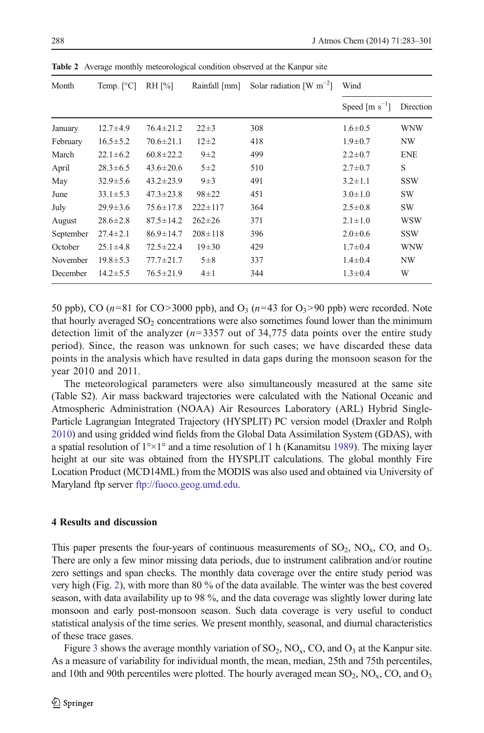Table 2 Average monthly meteorological condition observed at the Kanpur site

| Month | Temp. [°C] | RH [%] | Rainfall [mm] | Solar radiation [W $m^{-2}$] | Wind | |
|---|---|---|---|---|---|---|
| | | | | | Speed [m $s^{-1}$] | Direction |
| January | 12.7±4.9 | 76.4±21.2 | 22±3 | 308 | 1.6±0.5 | WNW |
| February | 16.5±5.2 | 70.6±21.1 | 12±2 | 418 | 1.9±0.7 | NW |
| March | 22.1±6.2 | 60.8±22.2 | 9±2 | 499 | 2.2±0.7 | ENE |
| April | 28.3±6.5 | 43.6±20.6 | 5±2 | 510 | 2.7±0.7 | S |
| May | 32.9±5.6 | 43.2±23.9 | 9±3 | 491 | 3.2±1.1 | SSW |
| June | 33.1±5.3 | 47.3±23.8 | 98±22 | 451 | 3.0±1.0 | SW |
| July | 29.9±3.6 | 75.6±17.8 | 222±117 | 364 | 2.5±0.8 | SW |
| August | 28.6±2.8 | 87.5±14.2 | 262±26 | 371 | 2.1±1.0 | WSW |
| September | 27.4±2.1 | 86.9±14.7 | 208±118 | 396 | 2.0±0.6 | SSW |
| October | 25.1±4.8 | 72.5±22.4 | 19±30 | 429 | 1.7±0.4 | WNW |
| November | 19.8±5.3 | 77.7±21.7 | 5±8 | 337 | 1.4±0.4 | NW |
| December | 14.2±5.5 | 76.5±21.9 | 4±1 | 344 | 1.3±0.4 | W |

50 ppb), CO ($n$=81 for CO>3000 ppb), and $O_3$ ($n$=43 for $O_3$>90 ppb) were recorded. Note that hourly averaged $SO_2$ concentrations were also sometimes found lower than the minimum detection limit of the analyzer ($n$=3357 out of 34,775 data points over the entire study period). Since, the reason was unknown for such cases; we have discarded these data points in the analysis which have resulted in data gaps during the monsoon season for the year 2010 and 2011.

The meteorological parameters were also simultaneously measured at the same site (Table S2). Air mass backward trajectories were calculated with the National Oceanic and Atmospheric Administration (NOAA) Air Resources Laboratory (ARL) Hybrid Single-Particle Lagrangian Integrated Trajectory (HYSPLIT) PC version model (Draxler and Rolph 2010) and using gridded wind fields from the Global Data Assimilation System (GDAS), with a spatial resolution of 1°×1° and a time resolution of 1 h (Kanamitsu 1989). The mixing layer height at our site was obtained from the HYSPLIT calculations. The global monthly Fire Location Product (MCD14ML) from the MODIS was also used and obtained via University of Maryland ftp server ftp://fuoco.geog.umd.edu.

## 4 Results and discussion

This paper presents the four-years of continuous measurements of $SO_2$, $NO_x$, CO, and $O_3$. There are only a few minor missing data periods, due to instrument calibration and/or routine zero settings and span checks. The monthly data coverage over the entire study period was very high (Fig. 2), with more than 80 % of the data available. The winter was the best covered season, with data availability up to 98 %, and the data coverage was slightly lower during late monsoon and early post-monsoon season. Such data coverage is very useful to conduct statistical analysis of the time series. We present monthly, seasonal, and diurnal characteristics of these trace gases.

Figure 3 shows the average monthly variation of $SO_2$, $NO_x$, CO, and $O_3$ at the Kanpur site. As a measure of variability for individual month, the mean, median, 25th and 75th percentiles, and 10th and 90th percentiles were plotted. The hourly averaged mean $SO_2$, $NO_x$, CO, and $O_3$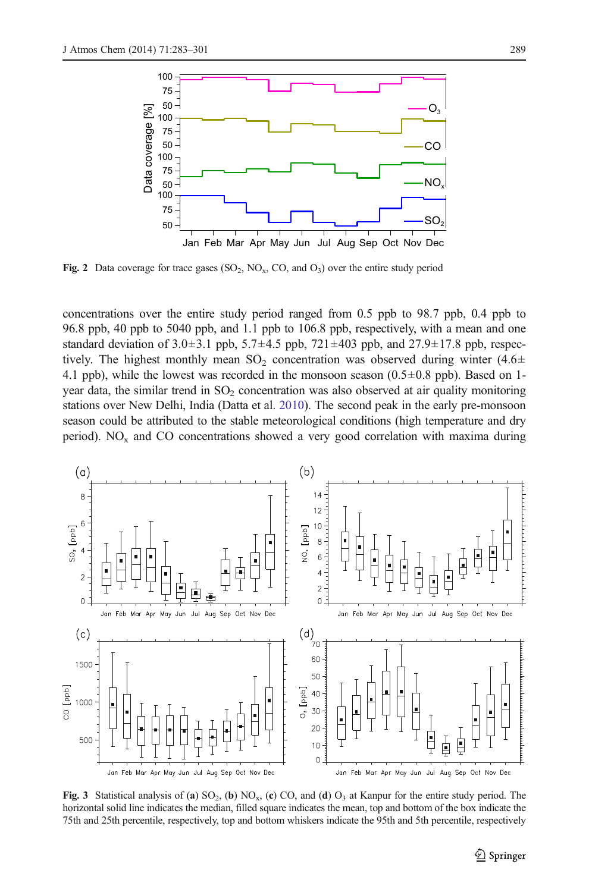Fig. 2 Data coverage for trace gases ($SO_2$, $NO_x$, CO, and $O_3$) over the entire study period

concentrations over the entire study period ranged from 0.5 ppb to 98.7 ppb, 0.4 ppb to 96.8 ppb, 40 ppb to 5040 ppb, and 1.1 ppb to 106.8 ppb, respectively, with a mean and one standard deviation of 3.0±3.1 ppb, 5.7±4.5 ppb, 721±403 ppb, and 27.9±17.8 ppb, respectively. The highest monthly mean $SO_2$ concentration was observed during winter (4.6±4.1 ppb), while the lowest was recorded in the monsoon season (0.5±0.8 ppb). Based on 1-year data, the similar trend in $SO_2$ concentration was also observed at air quality monitoring stations over New Delhi, India (Datta et al. 2010). The second peak in the early pre-monsoon season could be attributed to the stable meteorological conditions (high temperature and dry period). $NO_x$ and CO concentrations showed a very good correlation with maxima during

Fig. 3 Statistical analysis of (**a**) $SO_2$, (**b**) $NO_x$, (**c**) CO, and (**d**) $O_3$ at Kanpur for the entire study period. The horizontal solid line indicates the median, filled square indicates the mean, top and bottom of the box indicate the 75th and 25th percentile, respectively, top and bottom whiskers indicate the 95th and 5th percentile, respectively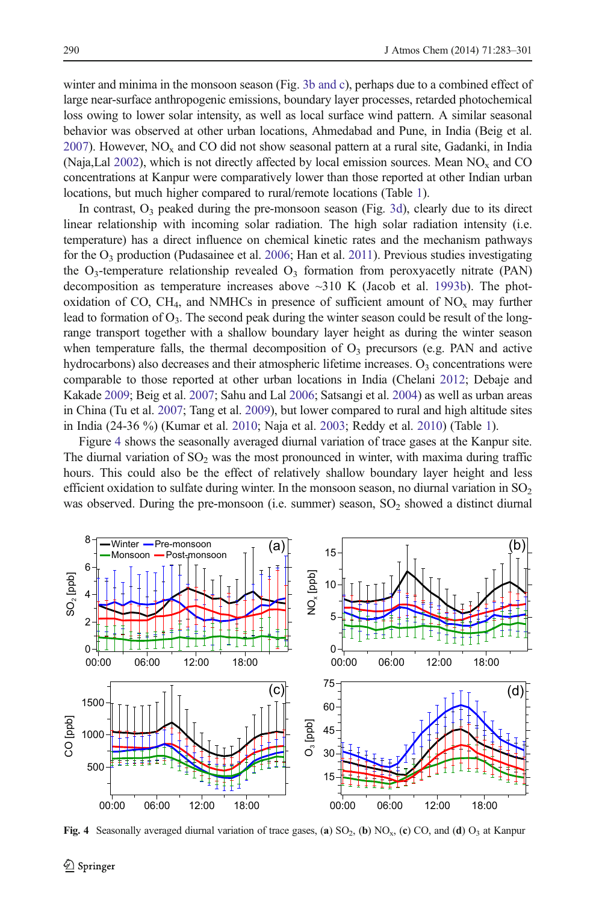winter and minima in the monsoon season (Fig. 3b and c), perhaps due to a combined effect of large near-surface anthropogenic emissions, boundary layer processes, retarded photochemical loss owing to lower solar intensity, as well as local surface wind pattern. A similar seasonal behavior was observed at other urban locations, Ahmedabad and Pune, in India (Beig et al. 2007). However, $NO_x$ and CO did not show seasonal pattern at a rural site, Gadanki, in India (Naja,Lal 2002), which is not directly affected by local emission sources. Mean $NO_x$ and CO concentrations at Kanpur were comparatively lower than those reported at other Indian urban locations, but much higher compared to rural/remote locations (Table 1).

In contrast, $O_3$ peaked during the pre-monsoon season (Fig. 3d), clearly due to its direct linear relationship with incoming solar radiation. The high solar radiation intensity (i.e. temperature) has a direct influence on chemical kinetic rates and the mechanism pathways for the $O_3$ production (Pudasainee et al. 2006; Han et al. 2011). Previous studies investigating the $O_3$-temperature relationship revealed $O_3$ formation from peroxyacetly nitrate (PAN) decomposition as temperature increases above ~310 K (Jacob et al. 1993b). The photoxidation of CO, $CH_4$, and NMHCs in presence of sufficient amount of $NO_x$ may further lead to formation of $O_3$. The second peak during the winter season could be result of the long-range transport together with a shallow boundary layer height as during the winter season when temperature falls, the thermal decomposition of $O_3$ precursors (e.g. PAN and active hydrocarbons) also decreases and their atmospheric lifetime increases. $O_3$ concentrations were comparable to those reported at other urban locations in India (Chelani 2012; Debaje and Kakade 2009; Beig et al. 2007; Sahu and Lal 2006; Satsangi et al. 2004) as well as urban areas in China (Tu et al. 2007; Tang et al. 2009), but lower compared to rural and high altitude sites in India (24-36 %) (Kumar et al. 2010; Naja et al. 2003; Reddy et al. 2010) (Table 1).

Figure 4 shows the seasonally averaged diurnal variation of trace gases at the Kanpur site. The diurnal variation of $SO_2$ was the most pronounced in winter, with maxima during traffic hours. This could also be the effect of relatively shallow boundary layer height and less efficient oxidation to sulfate during winter. In the monsoon season, no diurnal variation in $SO_2$ was observed. During the pre-monsoon (i.e. summer) season, $SO_2$ showed a distinct diurnal

**Fig. 4** Seasonally averaged diurnal variation of trace gases, (**a**) $SO_2$, (**b**) $NO_x$, (**c**) CO, and (**d**) $O_3$ at Kanpur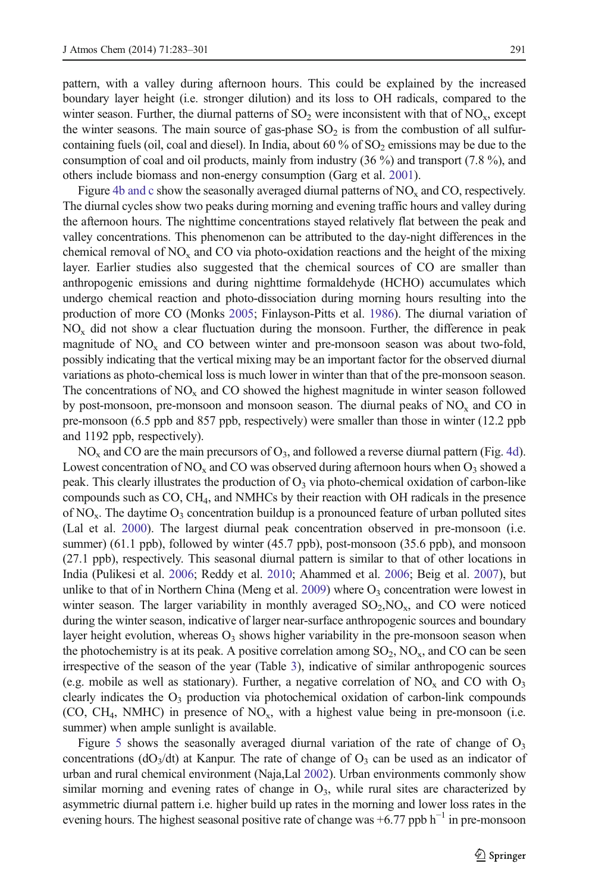pattern, with a valley during afternoon hours. This could be explained by the increased boundary layer height (i.e. stronger dilution) and its loss to OH radicals, compared to the winter season. Further, the diurnal patterns of $SO_2$ were inconsistent with that of $NO_x$, except the winter seasons. The main source of gas-phase $SO_2$ is from the combustion of all sulfur-containing fuels (oil, coal and diesel). In India, about 60 % of $SO_2$ emissions may be due to the consumption of coal and oil products, mainly from industry (36 %) and transport (7.8 %), and others include biomass and non-energy consumption (Garg et al. 2001).

Figure 4b and c show the seasonally averaged diurnal patterns of $NO_x$ and CO, respectively. The diurnal cycles show two peaks during morning and evening traffic hours and valley during the afternoon hours. The nighttime concentrations stayed relatively flat between the peak and valley concentrations. This phenomenon can be attributed to the day-night differences in the chemical removal of $NO_x$ and CO via photo-oxidation reactions and the height of the mixing layer. Earlier studies also suggested that the chemical sources of CO are smaller than anthropogenic emissions and during nighttime formaldehyde (HCHO) accumulates which undergo chemical reaction and photo-dissociation during morning hours resulting into the production of more CO (Monks 2005; Finlayson-Pitts et al. 1986). The diurnal variation of $NO_x$ did not show a clear fluctuation during the monsoon. Further, the difference in peak magnitude of $NO_x$ and CO between winter and pre-monsoon season was about two-fold, possibly indicating that the vertical mixing may be an important factor for the observed diurnal variations as photo-chemical loss is much lower in winter than that of the pre-monsoon season. The concentrations of $NO_x$ and CO showed the highest magnitude in winter season followed by post-monsoon, pre-monsoon and monsoon season. The diurnal peaks of $NO_x$ and CO in pre-monsoon (6.5 ppb and 857 ppb, respectively) were smaller than those in winter (12.2 ppb and 1192 ppb, respectively).

$NO_x$ and CO are the main precursors of $O_3$, and followed a reverse diurnal pattern (Fig. 4d). Lowest concentration of $NO_x$ and CO was observed during afternoon hours when $O_3$ showed a peak. This clearly illustrates the production of $O_3$ via photo-chemical oxidation of carbon-like compounds such as CO, $CH_4$, and NMHCs by their reaction with OH radicals in the presence of $NO_x$. The daytime $O_3$ concentration buildup is a pronounced feature of urban polluted sites (Lal et al. 2000). The largest diurnal peak concentration observed in pre-monsoon (i.e. summer) (61.1 ppb), followed by winter (45.7 ppb), post-monsoon (35.6 ppb), and monsoon (27.1 ppb), respectively. This seasonal diurnal pattern is similar to that of other locations in India (Pulikesi et al. 2006; Reddy et al. 2010; Ahammed et al. 2006; Beig et al. 2007), but unlike to that of in Northern China (Meng et al. 2009) where $O_3$ concentration were lowest in winter season. The larger variability in monthly averaged $SO_2$,$NO_x$, and CO were noticed during the winter season, indicative of larger near-surface anthropogenic sources and boundary layer height evolution, whereas $O_3$ shows higher variability in the pre-monsoon season when the photochemistry is at its peak. A positive correlation among $SO_2$, $NO_x$, and CO can be seen irrespective of the season of the year (Table 3), indicative of similar anthropogenic sources (e.g. mobile as well as stationary). Further, a negative correlation of $NO_x$ and CO with $O_3$ clearly indicates the $O_3$ production via photochemical oxidation of carbon-link compounds (CO, $CH_4$, NMHC) in presence of $NO_x$, with a highest value being in pre-monsoon (i.e. summer) when ample sunlight is available.

Figure 5 shows the seasonally averaged diurnal variation of the rate of change of $O_3$ concentrations ($dO_3/dt$) at Kanpur. The rate of change of $O_3$ can be used as an indicator of urban and rural chemical environment (Naja,Lal 2002). Urban environments commonly show similar morning and evening rates of change in $O_3$, while rural sites are characterized by asymmetric diurnal pattern i.e. higher build up rates in the morning and lower loss rates in the evening hours. The highest seasonal positive rate of change was +6.77 ppb $h^{-1}$ in pre-monsoon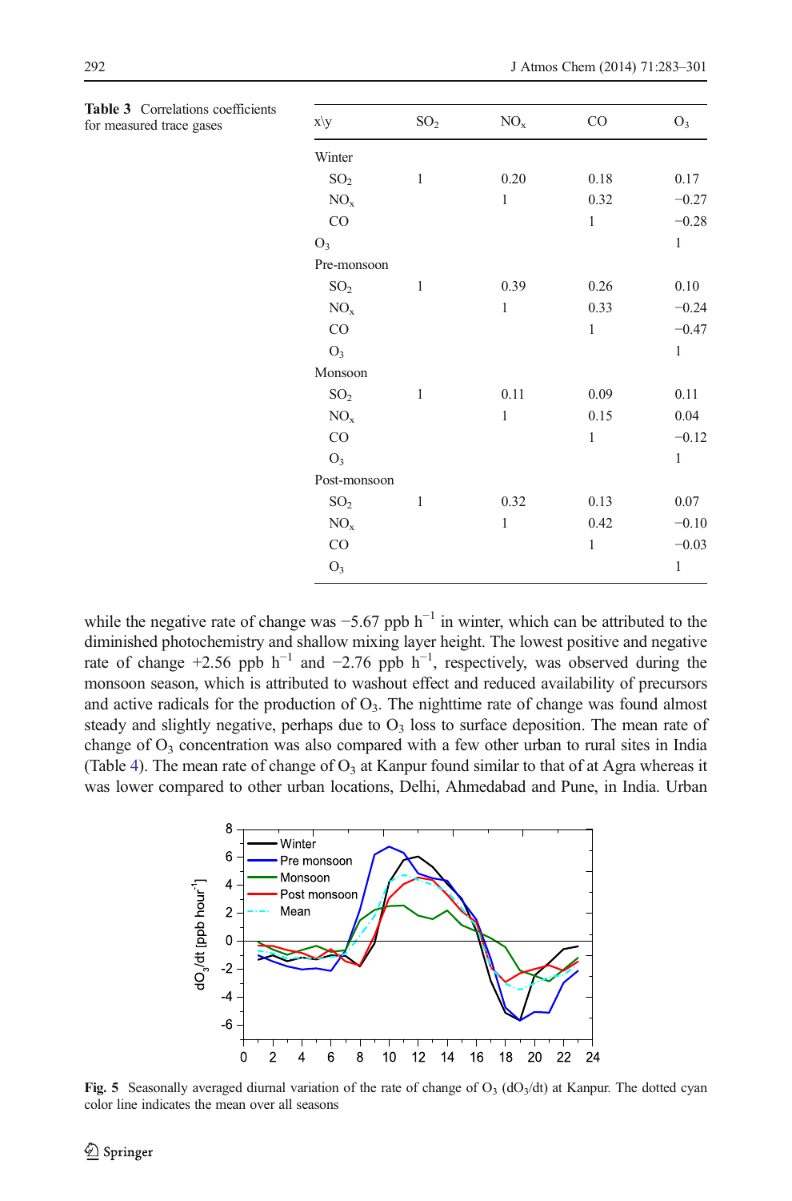**Table 3** Correlations coefficients for measured trace gases

| x\y | $SO_2$ | $NO_x$ | CO | $O_3$ |
|---|---|---|---|---|
| Winter | | | | |
| $SO_2$ | 1 | 0.20 | 0.18 | 0.17 |
| $NO_x$ | | 1 | 0.32 | −0.27 |
| CO | | | 1 | −0.28 |
| $O_3$ | | | | 1 |
| Pre-monsoon | | | | |
| $SO_2$ | 1 | 0.39 | 0.26 | 0.10 |
| $NO_x$ | | 1 | 0.33 | −0.24 |
| CO | | | 1 | −0.47 |
| $O_3$ | | | | 1 |
| Monsoon | | | | |
| $SO_2$ | 1 | 0.11 | 0.09 | 0.11 |
| $NO_x$ | | 1 | 0.15 | 0.04 |
| CO | | | 1 | −0.12 |
| $O_3$ | | | | 1 |
| Post-monsoon | | | | |
| $SO_2$ | 1 | 0.32 | 0.13 | 0.07 |
| $NO_x$ | | 1 | 0.42 | −0.10 |
| CO | | | 1 | −0.03 |
| $O_3$ | | | | 1 |

while the negative rate of change was $-5.67$ ppb $h^{-1}$ in winter, which can be attributed to the diminished photochemistry and shallow mixing layer height. The lowest positive and negative rate of change $+2.56$ ppb $h^{-1}$ and $-2.76$ ppb $h^{-1}$, respectively, was observed during the monsoon season, which is attributed to washout effect and reduced availability of precursors and active radicals for the production of $O_3$. The nighttime rate of change was found almost steady and slightly negative, perhaps due to $O_3$ loss to surface deposition. The mean rate of change of $O_3$ concentration was also compared with a few other urban to rural sites in India (Table 4). The mean rate of change of $O_3$ at Kanpur found similar to that of at Agra whereas it was lower compared to other urban locations, Delhi, Ahmedabad and Pune, in India. Urban

**Fig. 5** Seasonally averaged diurnal variation of the rate of change of $O_3$ ($dO_3/dt$) at Kanpur. The dotted cyan color line indicates the mean over all seasons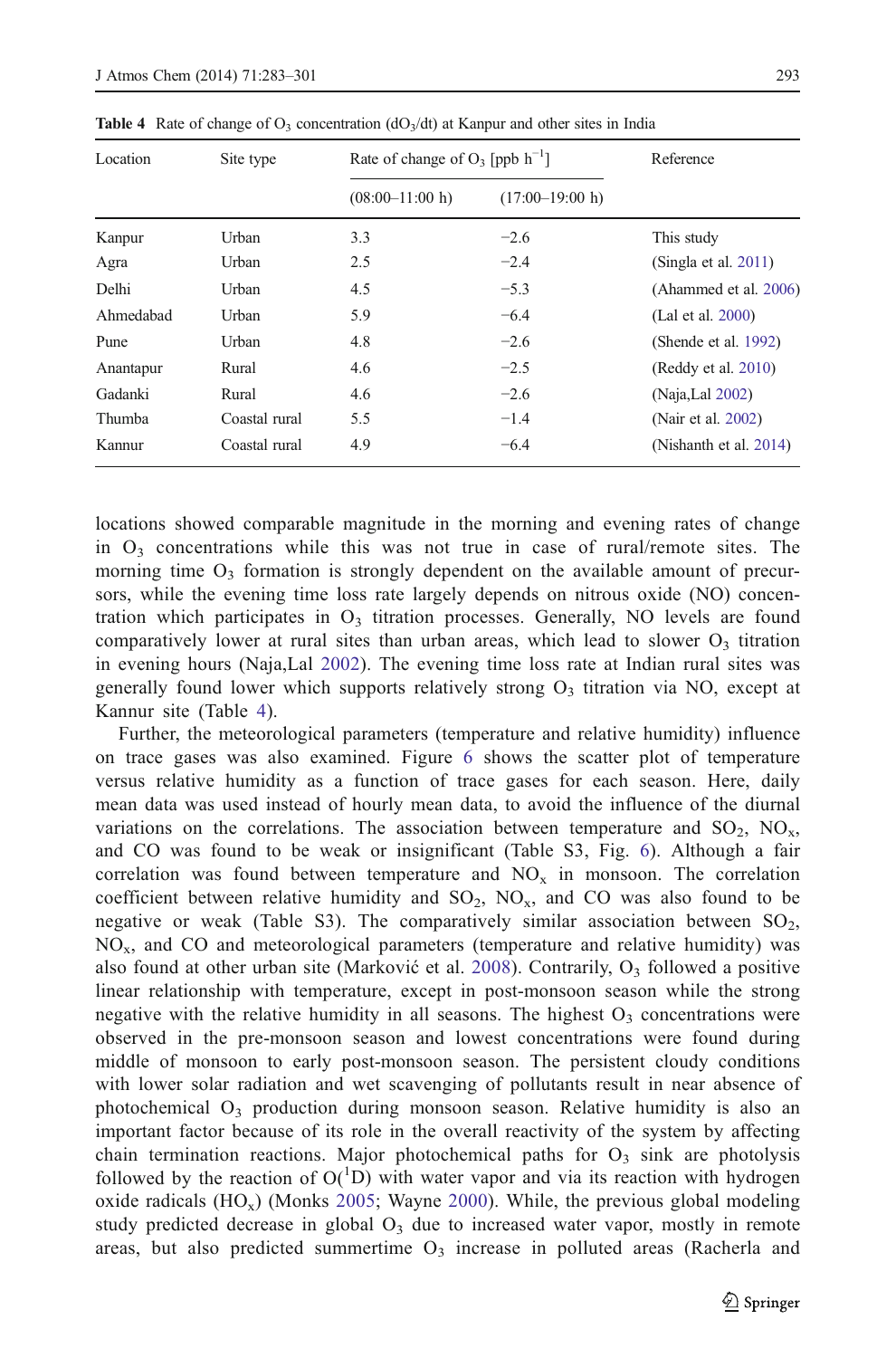**Table 4** Rate of change of $O_3$ concentration ($dO_3/dt$) at Kanpur and other sites in India

| Location | Site type | Rate of change of $O_3$ [ppb $h^{-1}$] | | Reference |
|---|---|---|---|---|
| | | (08:00–11:00 h) | (17:00–19:00 h) | |
| Kanpur | Urban | 3.3 | −2.6 | This study |
| Agra | Urban | 2.5 | −2.4 | (Singla et al. 2011) |
| Delhi | Urban | 4.5 | −5.3 | (Ahammed et al. 2006) |
| Ahmedabad | Urban | 5.9 | −6.4 | (Lal et al. 2000) |
| Pune | Urban | 4.8 | −2.6 | (Shende et al. 1992) |
| Anantapur | Rural | 4.6 | −2.5 | (Reddy et al. 2010) |
| Gadanki | Rural | 4.6 | −2.6 | (Naja,Lal 2002) |
| Thumba | Coastal rural | 5.5 | −1.4 | (Nair et al. 2002) |
| Kannur | Coastal rural | 4.9 | −6.4 | (Nishanth et al. 2014) |

locations showed comparable magnitude in the morning and evening rates of change in $O_3$ concentrations while this was not true in case of rural/remote sites. The morning time $O_3$ formation is strongly dependent on the available amount of precursors, while the evening time loss rate largely depends on nitrous oxide (NO) concentration which participates in $O_3$ titration processes. Generally, NO levels are found comparatively lower at rural sites than urban areas, which lead to slower $O_3$ titration in evening hours (Naja,Lal 2002). The evening time loss rate at Indian rural sites was generally found lower which supports relatively strong $O_3$ titration via NO, except at Kannur site (Table 4).

Further, the meteorological parameters (temperature and relative humidity) influence on trace gases was also examined. Figure 6 shows the scatter plot of temperature versus relative humidity as a function of trace gases for each season. Here, daily mean data was used instead of hourly mean data, to avoid the influence of the diurnal variations on the correlations. The association between temperature and $SO_2$, $NO_x$, and CO was found to be weak or insignificant (Table S3, Fig. 6). Although a fair correlation was found between temperature and $NO_x$ in monsoon. The correlation coefficient between relative humidity and $SO_2$, $NO_x$, and CO was also found to be negative or weak (Table S3). The comparatively similar association between $SO_2$, $NO_x$, and CO and meteorological parameters (temperature and relative humidity) was also found at other urban site (Marković et al. 2008). Contrarily, $O_3$ followed a positive linear relationship with temperature, except in post-monsoon season while the strong negative with the relative humidity in all seasons. The highest $O_3$ concentrations were observed in the pre-monsoon season and lowest concentrations were found during middle of monsoon to early post-monsoon season. The persistent cloudy conditions with lower solar radiation and wet scavenging of pollutants result in near absence of photochemical $O_3$ production during monsoon season. Relative humidity is also an important factor because of its role in the overall reactivity of the system by affecting chain termination reactions. Major photochemical paths for $O_3$ sink are photolysis followed by the reaction of $O(^1D)$ with water vapor and via its reaction with hydrogen oxide radicals ($HO_x$) (Monks 2005; Wayne 2000). While, the previous global modeling study predicted decrease in global $O_3$ due to increased water vapor, mostly in remote areas, but also predicted summertime $O_3$ increase in polluted areas (Racherla and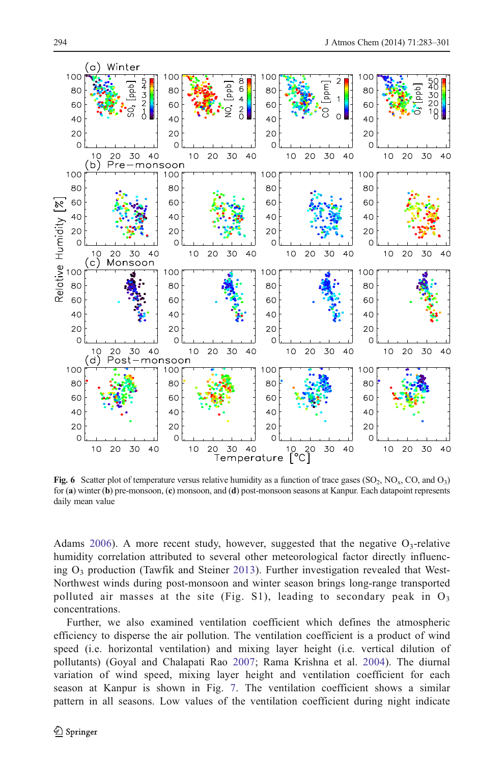Fig. 6 Scatter plot of temperature versus relative humidity as a function of trace gases ($SO_2$, $NO_x$, CO, and $O_3$) for (a) winter (b) pre-monsoon, (c) monsoon, and (d) post-monsoon seasons at Kanpur. Each datapoint represents daily mean value

Adams 2006). A more recent study, however, suggested that the negative $O_3$-relative humidity correlation attributed to several other meteorological factor directly influencing $O_3$ production (Tawfik and Steiner 2013). Further investigation revealed that West-Northwest winds during post-monsoon and winter season brings long-range transported polluted air masses at the site (Fig. S1), leading to secondary peak in $O_3$ concentrations.

Further, we also examined ventilation coefficient which defines the atmospheric efficiency to disperse the air pollution. The ventilation coefficient is a product of wind speed (i.e. horizontal ventilation) and mixing layer height (i.e. vertical dilution of pollutants) (Goyal and Chalapati Rao 2007; Rama Krishna et al. 2004). The diurnal variation of wind speed, mixing layer height and ventilation coefficient for each season at Kanpur is shown in Fig. 7. The ventilation coefficient shows a similar pattern in all seasons. Low values of the ventilation coefficient during night indicate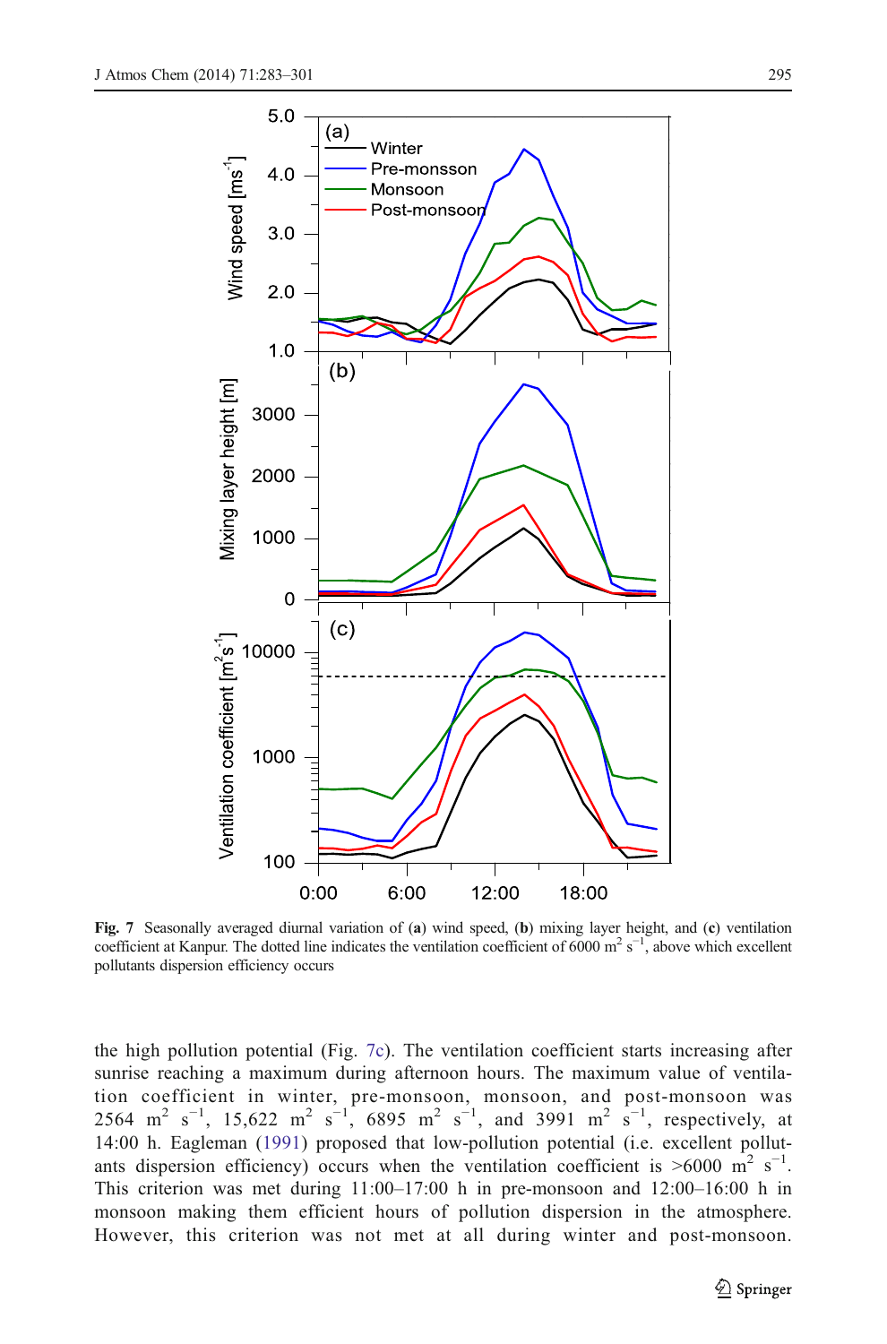**Fig. 7** Seasonally averaged diurnal variation of (**a**) wind speed, (**b**) mixing layer height, and (**c**) ventilation coefficient at Kanpur. The dotted line indicates the ventilation coefficient of 6000 $m^2 s^{-1}$, above which excellent pollutants dispersion efficiency occurs

the high pollution potential (Fig. 7c). The ventilation coefficient starts increasing after sunrise reaching a maximum during afternoon hours. The maximum value of ventilation coefficient in winter, pre-monsoon, monsoon, and post-monsoon was 2564 $m^2 s^{-1}$, 15,622 $m^2 s^{-1}$, 6895 $m^2 s^{-1}$, and 3991 $m^2 s^{-1}$, respectively, at 14:00 h. Eagleman (1991) proposed that low-pollution potential (i.e. excellent pollutants dispersion efficiency) occurs when the ventilation coefficient is >6000 $m^2 s^{-1}$. This criterion was met during 11:00–17:00 h in pre-monsoon and 12:00–16:00 h in monsoon making them efficient hours of pollution dispersion in the atmosphere. However, this criterion was not met at all during winter and post-monsoon.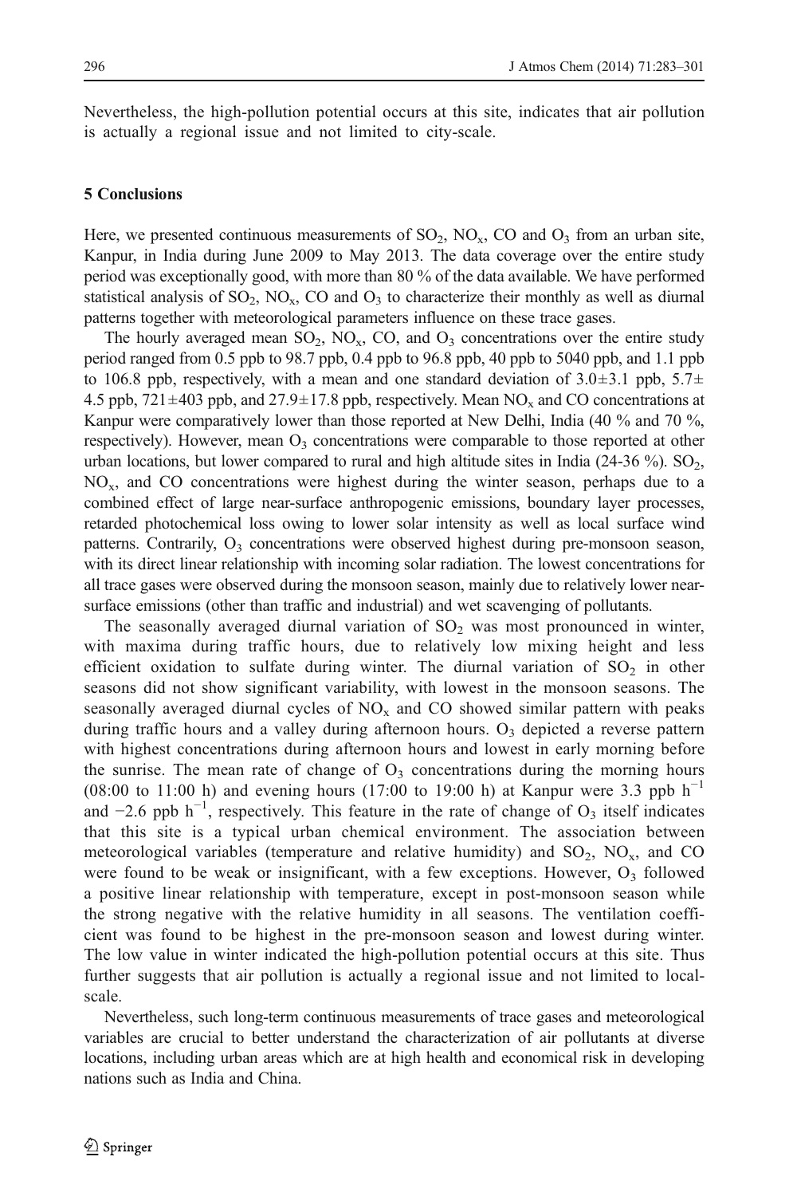Nevertheless, the high-pollution potential occurs at this site, indicates that air pollution is actually a regional issue and not limited to city-scale.

## 5 Conclusions

Here, we presented continuous measurements of $SO_2$, $NO_x$, CO and $O_3$ from an urban site, Kanpur, in India during June 2009 to May 2013. The data coverage over the entire study period was exceptionally good, with more than 80 % of the data available. We have performed statistical analysis of $SO_2$, $NO_x$, CO and $O_3$ to characterize their monthly as well as diurnal patterns together with meteorological parameters influence on these trace gases.

The hourly averaged mean $SO_2$, $NO_x$, CO, and $O_3$ concentrations over the entire study period ranged from 0.5 ppb to 98.7 ppb, 0.4 ppb to 96.8 ppb, 40 ppb to 5040 ppb, and 1.1 ppb to 106.8 ppb, respectively, with a mean and one standard deviation of 3.0±3.1 ppb, 5.7± 4.5 ppb, 721±403 ppb, and 27.9±17.8 ppb, respectively. Mean $NO_x$ and CO concentrations at Kanpur were comparatively lower than those reported at New Delhi, India (40 % and 70 %, respectively). However, mean $O_3$ concentrations were comparable to those reported at other urban locations, but lower compared to rural and high altitude sites in India (24-36 %). $SO_2$, $NO_x$, and CO concentrations were highest during the winter season, perhaps due to a combined effect of large near-surface anthropogenic emissions, boundary layer processes, retarded photochemical loss owing to lower solar intensity as well as local surface wind patterns. Contrarily, $O_3$ concentrations were observed highest during pre-monsoon season, with its direct linear relationship with incoming solar radiation. The lowest concentrations for all trace gases were observed during the monsoon season, mainly due to relatively lower near-surface emissions (other than traffic and industrial) and wet scavenging of pollutants.

The seasonally averaged diurnal variation of $SO_2$ was most pronounced in winter, with maxima during traffic hours, due to relatively low mixing height and less efficient oxidation to sulfate during winter. The diurnal variation of $SO_2$ in other seasons did not show significant variability, with lowest in the monsoon seasons. The seasonally averaged diurnal cycles of $NO_x$ and CO showed similar pattern with peaks during traffic hours and a valley during afternoon hours. $O_3$ depicted a reverse pattern with highest concentrations during afternoon hours and lowest in early morning before the sunrise. The mean rate of change of $O_3$ concentrations during the morning hours (08:00 to 11:00 h) and evening hours (17:00 to 19:00 h) at Kanpur were 3.3 ppb $h^{-1}$ and −2.6 ppb $h^{-1}$, respectively. This feature in the rate of change of $O_3$ itself indicates that this site is a typical urban chemical environment. The association between meteorological variables (temperature and relative humidity) and $SO_2$, $NO_x$, and CO were found to be weak or insignificant, with a few exceptions. However, $O_3$ followed a positive linear relationship with temperature, except in post-monsoon season while the strong negative with the relative humidity in all seasons. The ventilation coefficient was found to be highest in the pre-monsoon season and lowest during winter. The low value in winter indicated the high-pollution potential occurs at this site. Thus further suggests that air pollution is actually a regional issue and not limited to local-scale.

Nevertheless, such long-term continuous measurements of trace gases and meteorological variables are crucial to better understand the characterization of air pollutants at diverse locations, including urban areas which are at high health and economical risk in developing nations such as India and China.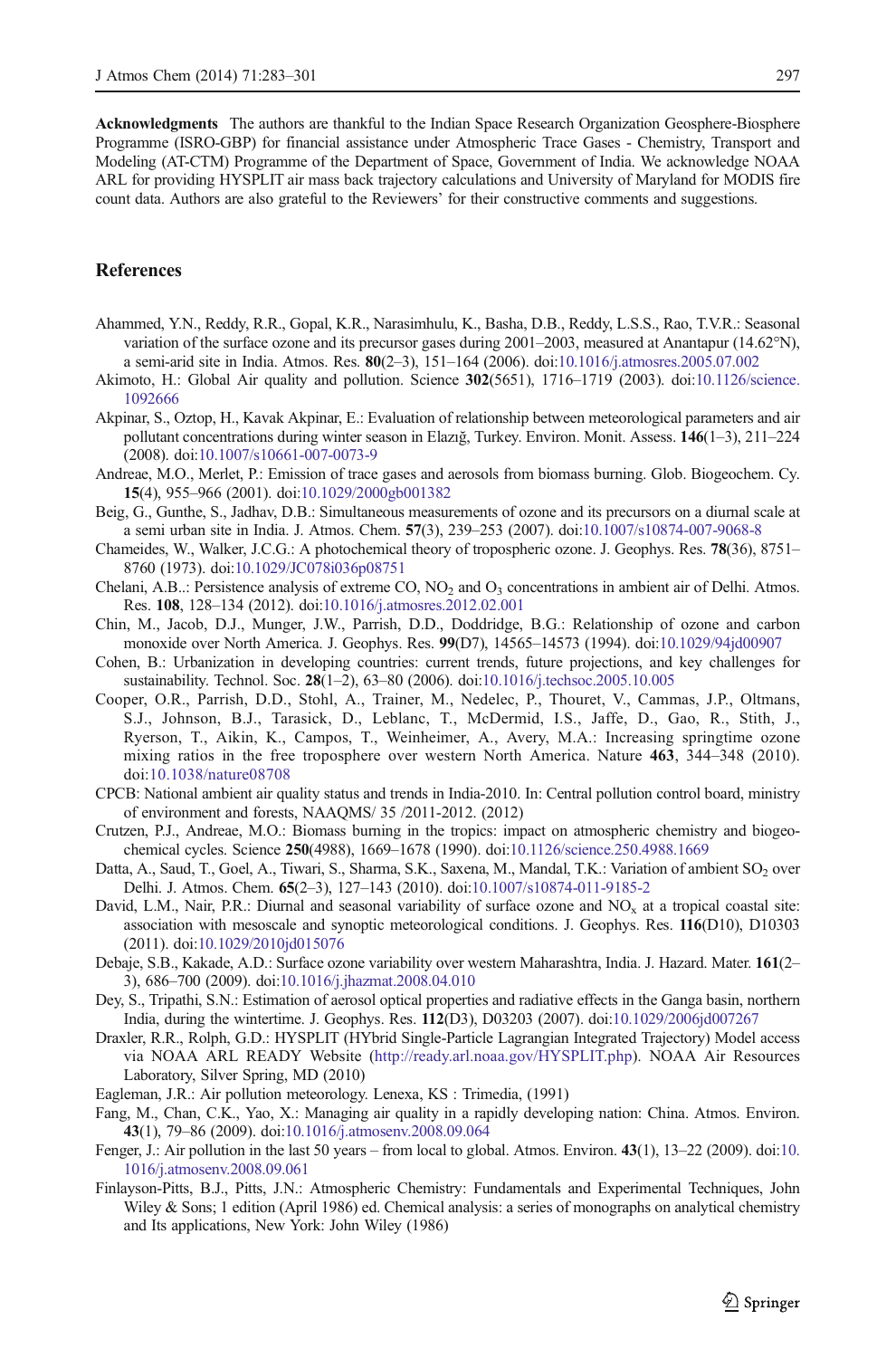**Acknowledgments** The authors are thankful to the Indian Space Research Organization Geosphere-Biosphere Programme (ISRO-GBP) for financial assistance under Atmospheric Trace Gases - Chemistry, Transport and Modeling (AT-CTM) Programme of the Department of Space, Government of India. We acknowledge NOAA ARL for providing HYSPLIT air mass back trajectory calculations and University of Maryland for MODIS fire count data. Authors are also grateful to the Reviewers' for their constructive comments and suggestions.

## References

Ahammed, Y.N., Reddy, R.R., Gopal, K.R., Narasimhulu, K., Basha, D.B., Reddy, L.S.S., Rao, T.V.R.: Seasonal variation of the surface ozone and its precursor gases during 2001–2003, measured at Anantapur (14.62°N), a semi-arid site in India. Atmos. Res. **80**(2–3), 151–164 (2006). doi:10.1016/j.atmosres.2005.07.002

Akimoto, H.: Global Air quality and pollution. Science **302**(5651), 1716–1719 (2003). doi:10.1126/science.1092666

Akpinar, S., Oztop, H., Kavak Akpinar, E.: Evaluation of relationship between meteorological parameters and air pollutant concentrations during winter season in Elazığ, Turkey. Environ. Monit. Assess. **146**(1–3), 211–224 (2008). doi:10.1007/s10661-007-0073-9

Andreae, M.O., Merlet, P.: Emission of trace gases and aerosols from biomass burning. Glob. Biogeochem. Cy. **15**(4), 955–966 (2001). doi:10.1029/2000gb001382

Beig, G., Gunthe, S., Jadhav, D.B.: Simultaneous measurements of ozone and its precursors on a diurnal scale at a semi urban site in India. J. Atmos. Chem. **57**(3), 239–253 (2007). doi:10.1007/s10874-007-9068-8

Chameides, W., Walker, J.C.G.: A photochemical theory of tropospheric ozone. J. Geophys. Res. **78**(36), 8751–8760 (1973). doi:10.1029/JC078i036p08751

Chelani, A.B..: Persistence analysis of extreme CO, $NO_2$ and $O_3$ concentrations in ambient air of Delhi. Atmos. Res. **108**, 128–134 (2012). doi:10.1016/j.atmosres.2012.02.001

Chin, M., Jacob, D.J., Munger, J.W., Parrish, D.D., Doddridge, B.G.: Relationship of ozone and carbon monoxide over North America. J. Geophys. Res. **99**(D7), 14565–14573 (1994). doi:10.1029/94jd00907

Cohen, B.: Urbanization in developing countries: current trends, future projections, and key challenges for sustainability. Technol. Soc. **28**(1–2), 63–80 (2006). doi:10.1016/j.techsoc.2005.10.005

Cooper, O.R., Parrish, D.D., Stohl, A., Trainer, M., Nedelec, P., Thouret, V., Cammas, J.P., Oltmans, S.J., Johnson, B.J., Tarasick, D., Leblanc, T., McDermid, I.S., Jaffe, D., Gao, R., Stith, J., Ryerson, T., Aikin, K., Campos, T., Weinheimer, A., Avery, M.A.: Increasing springtime ozone mixing ratios in the free troposphere over western North America. Nature **463**, 344–348 (2010). doi:10.1038/nature08708

CPCB: National ambient air quality status and trends in India-2010. In: Central pollution control board, ministry of environment and forests, NAAQMS/ 35 /2011-2012. (2012)

Crutzen, P.J., Andreae, M.O.: Biomass burning in the tropics: impact on atmospheric chemistry and biogeochemical cycles. Science **250**(4988), 1669–1678 (1990). doi:10.1126/science.250.4988.1669

Datta, A., Saud, T., Goel, A., Tiwari, S., Sharma, S.K., Saxena, M., Mandal, T.K.: Variation of ambient $SO_2$ over Delhi. J. Atmos. Chem. **65**(2–3), 127–143 (2010). doi:10.1007/s10874-011-9185-2

David, L.M., Nair, P.R.: Diurnal and seasonal variability of surface ozone and $NO_x$ at a tropical coastal site: association with mesoscale and synoptic meteorological conditions. J. Geophys. Res. **116**(D10), D10303 (2011). doi:10.1029/2010jd015076

Debaje, S.B., Kakade, A.D.: Surface ozone variability over western Maharashtra, India. J. Hazard. Mater. **161**(2–3), 686–700 (2009). doi:10.1016/j.jhazmat.2008.04.010

Dey, S., Tripathi, S.N.: Estimation of aerosol optical properties and radiative effects in the Ganga basin, northern India, during the wintertime. J. Geophys. Res. **112**(D3), D03203 (2007). doi:10.1029/2006jd007267

Draxler, R.R., Rolph, G.D.: HYSPLIT (HYbrid Single-Particle Lagrangian Integrated Trajectory) Model access via NOAA ARL READY Website (http://ready.arl.noaa.gov/HYSPLIT.php). NOAA Air Resources Laboratory, Silver Spring, MD (2010)

Eagleman, J.R.: Air pollution meteorology. Lenexa, KS : Trimedia, (1991)

Fang, M., Chan, C.K., Yao, X.: Managing air quality in a rapidly developing nation: China. Atmos. Environ. **43**(1), 79–86 (2009). doi:10.1016/j.atmosenv.2008.09.064

Fenger, J.: Air pollution in the last 50 years – from local to global. Atmos. Environ. **43**(1), 13–22 (2009). doi:10.1016/j.atmosenv.2008.09.061

Finlayson-Pitts, B.J., Pitts, J.N.: Atmospheric Chemistry: Fundamentals and Experimental Techniques, John Wiley & Sons; 1 edition (April 1986) ed. Chemical analysis: a series of monographs on analytical chemistry and Its applications, New York: John Wiley (1986)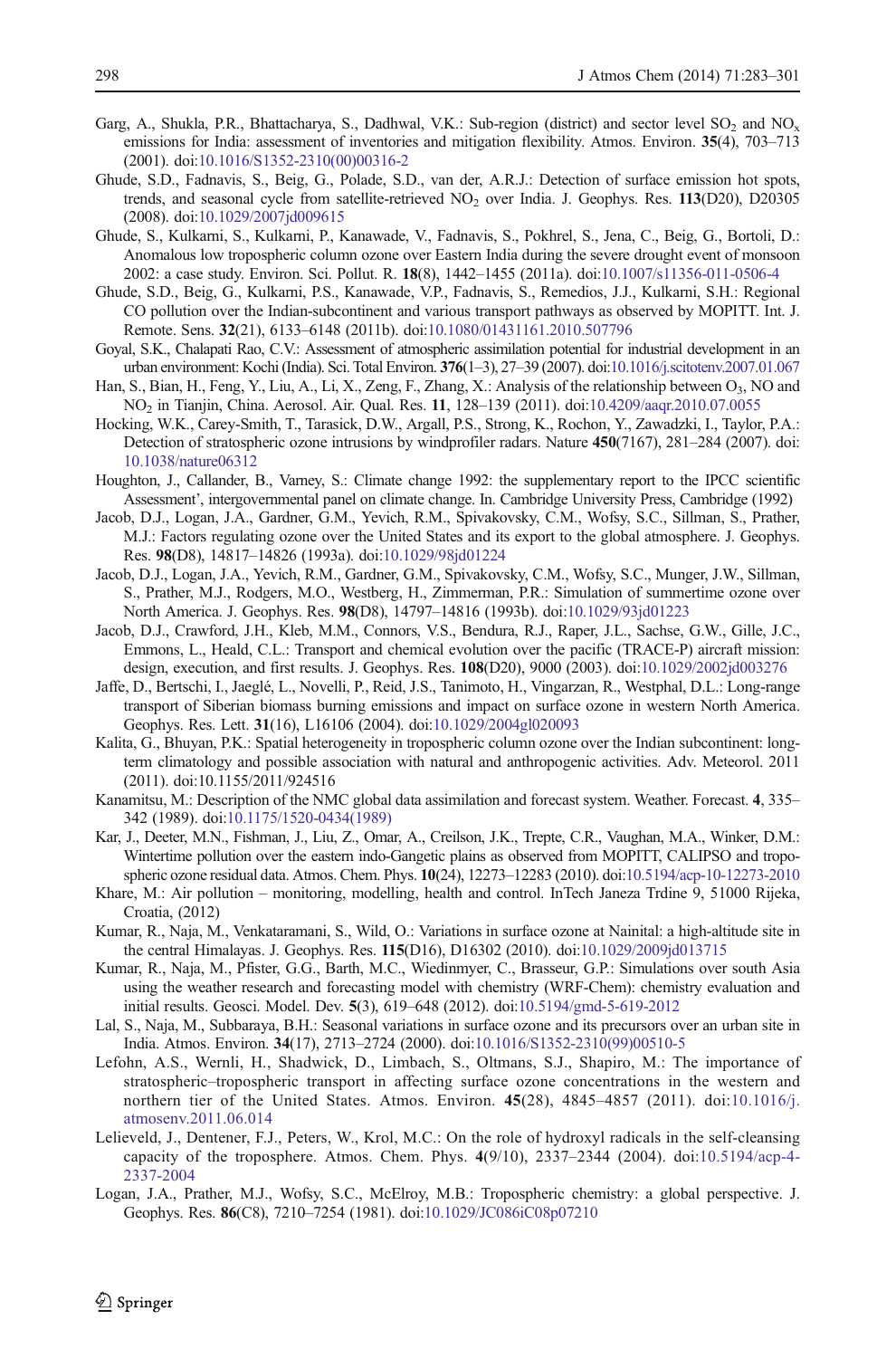Garg, A., Shukla, P.R., Bhattacharya, S., Dadhwal, V.K.: Sub-region (district) and sector level $SO_2$ and $NO_x$ emissions for India: assessment of inventories and mitigation flexibility. Atmos. Environ. **35**(4), 703–713 (2001). doi:10.1016/S1352-2310(00)00316-2

Ghude, S.D., Fadnavis, S., Beig, G., Polade, S.D., van der, A.R.J.: Detection of surface emission hot spots, trends, and seasonal cycle from satellite-retrieved $NO_2$ over India. J. Geophys. Res. **113**(D20), D20305 (2008). doi:10.1029/2007jd009615

Ghude, S., Kulkarni, S., Kulkarni, P., Kanawade, V., Fadnavis, S., Pokhrel, S., Jena, C., Beig, G., Bortoli, D.: Anomalous low tropospheric column ozone over Eastern India during the severe drought event of monsoon 2002: a case study. Environ. Sci. Pollut. R. **18**(8), 1442–1455 (2011a). doi:10.1007/s11356-011-0506-4

Ghude, S.D., Beig, G., Kulkarni, P.S., Kanawade, V.P., Fadnavis, S., Remedios, J.J., Kulkarni, S.H.: Regional CO pollution over the Indian-subcontinent and various transport pathways as observed by MOPITT. Int. J. Remote. Sens. **32**(21), 6133–6148 (2011b). doi:10.1080/01431161.2010.507796

Goyal, S.K., Chalapati Rao, C.V.: Assessment of atmospheric assimilation potential for industrial development in an urban environment: Kochi (India). Sci. Total Environ. **376**(1–3), 27–39 (2007). doi:10.1016/j.scitotenv.2007.01.067

Han, S., Bian, H., Feng, Y., Liu, A., Li, X., Zeng, F., Zhang, X.: Analysis of the relationship between $O_3$, NO and $NO_2$ in Tianjin, China. Aerosol. Air. Qual. Res. **11**, 128–139 (2011). doi:10.4209/aaqr.2010.07.0055

Hocking, W.K., Carey-Smith, T., Tarasick, D.W., Argall, P.S., Strong, K., Rochon, Y., Zawadzki, I., Taylor, P.A.: Detection of stratospheric ozone intrusions by windprofiler radars. Nature **450**(7167), 281–284 (2007). doi:10.1038/nature06312

Houghton, J., Callander, B., Varney, S.: Climate change 1992: the supplementary report to the IPCC scientific Assessment', intergovernmental panel on climate change. In. Cambridge University Press, Cambridge (1992)

Jacob, D.J., Logan, J.A., Gardner, G.M., Yevich, R.M., Spivakovsky, C.M., Wofsy, S.C., Sillman, S., Prather, M.J.: Factors regulating ozone over the United States and its export to the global atmosphere. J. Geophys. Res. **98**(D8), 14817–14826 (1993a). doi:10.1029/98jd01224

Jacob, D.J., Logan, J.A., Yevich, R.M., Gardner, G.M., Spivakovsky, C.M., Wofsy, S.C., Munger, J.W., Sillman, S., Prather, M.J., Rodgers, M.O., Westberg, H., Zimmerman, P.R.: Simulation of summertime ozone over North America. J. Geophys. Res. **98**(D8), 14797–14816 (1993b). doi:10.1029/93jd01223

Jacob, D.J., Crawford, J.H., Kleb, M.M., Connors, V.S., Bendura, R.J., Raper, J.L., Sachse, G.W., Gille, J.C., Emmons, L., Heald, C.L.: Transport and chemical evolution over the pacific (TRACE-P) aircraft mission: design, execution, and first results. J. Geophys. Res. **108**(D20), 9000 (2003). doi:10.1029/2002jd003276

Jaffe, D., Bertschi, I., Jaeglé, L., Novelli, P., Reid, J.S., Tanimoto, H., Vingarzan, R., Westphal, D.L.: Long-range transport of Siberian biomass burning emissions and impact on surface ozone in western North America. Geophys. Res. Lett. **31**(16), L16106 (2004). doi:10.1029/2004gl020093

Kalita, G., Bhuyan, P.K.: Spatial heterogeneity in tropospheric column ozone over the Indian subcontinent: long-term climatology and possible association with natural and anthropogenic activities. Adv. Meteorol. 2011 (2011). doi:10.1155/2011/924516

Kanamitsu, M.: Description of the NMC global data assimilation and forecast system. Weather. Forecast. **4**, 335–342 (1989). doi:10.1175/1520-0434(1989)

Kar, J., Deeter, M.N., Fishman, J., Liu, Z., Omar, A., Creilson, J.K., Trepte, C.R., Vaughan, M.A., Winker, D.M.: Wintertime pollution over the eastern indo-Gangetic plains as observed from MOPITT, CALIPSO and tropospheric ozone residual data. Atmos. Chem. Phys. **10**(24), 12273–12283 (2010). doi:10.5194/acp-10-12273-2010

Khare, M.: Air pollution – monitoring, modelling, health and control. InTech Janeza Trdine 9, 51000 Rijeka, Croatia, (2012)

Kumar, R., Naja, M., Venkataramani, S., Wild, O.: Variations in surface ozone at Nainital: a high-altitude site in the central Himalayas. J. Geophys. Res. **115**(D16), D16302 (2010). doi:10.1029/2009jd013715

Kumar, R., Naja, M., Pfister, G.G., Barth, M.C., Wiedinmyer, C., Brasseur, G.P.: Simulations over south Asia using the weather research and forecasting model with chemistry (WRF-Chem): chemistry evaluation and initial results. Geosci. Model. Dev. **5**(3), 619–648 (2012). doi:10.5194/gmd-5-619-2012

Lal, S., Naja, M., Subbaraya, B.H.: Seasonal variations in surface ozone and its precursors over an urban site in India. Atmos. Environ. **34**(17), 2713–2724 (2000). doi:10.1016/S1352-2310(99)00510-5

Lefohn, A.S., Wernli, H., Shadwick, D., Limbach, S., Oltmans, S.J., Shapiro, M.: The importance of stratospheric–tropospheric transport in affecting surface ozone concentrations in the western and northern tier of the United States. Atmos. Environ. **45**(28), 4845–4857 (2011). doi:10.1016/j.atmosenv.2011.06.014

Lelieveld, J., Dentener, F.J., Peters, W., Krol, M.C.: On the role of hydroxyl radicals in the self-cleansing capacity of the troposphere. Atmos. Chem. Phys. **4**(9/10), 2337–2344 (2004). doi:10.5194/acp-4-2337-2004

Logan, J.A., Prather, M.J., Wofsy, S.C., McElroy, M.B.: Tropospheric chemistry: a global perspective. J. Geophys. Res. **86**(C8), 7210–7254 (1981). doi:10.1029/JC086iC08p07210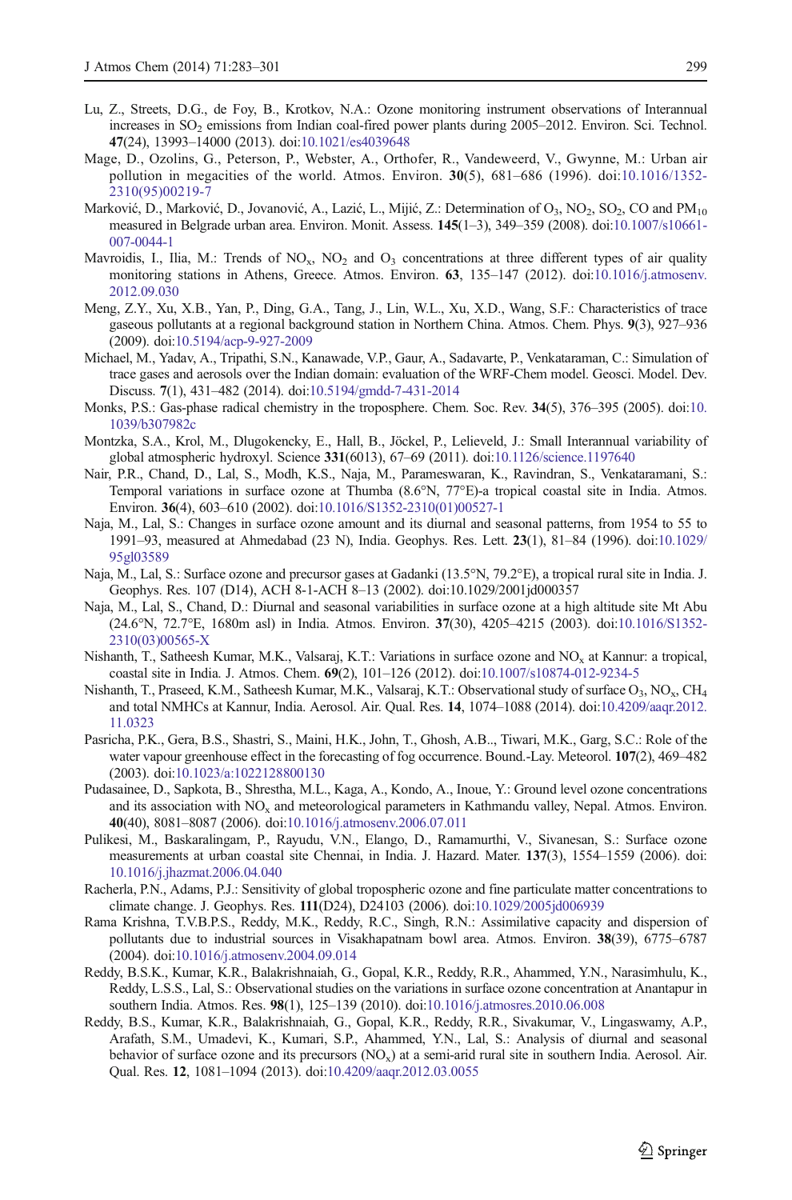Lu, Z., Streets, D.G., de Foy, B., Krotkov, N.A.: Ozone monitoring instrument observations of Interannual increases in $SO_2$ emissions from Indian coal-fired power plants during 2005–2012. Environ. Sci. Technol. **47**(24), 13993–14000 (2013). doi:10.1021/es4039648

Mage, D., Ozolins, G., Peterson, P., Webster, A., Orthofer, R., Vandeweerd, V., Gwynne, M.: Urban air pollution in megacities of the world. Atmos. Environ. **30**(5), 681–686 (1996). doi:10.1016/1352-2310(95)00219-7

Marković, D., Marković, D., Jovanović, A., Lazić, L., Mijić, Z.: Determination of $O_3$, $NO_2$, $SO_2$, CO and $PM_{10}$ measured in Belgrade urban area. Environ. Monit. Assess. **145**(1–3), 349–359 (2008). doi:10.1007/s10661-007-0044-1

Mavroidis, I., Ilia, M.: Trends of $NO_x$, $NO_2$ and $O_3$ concentrations at three different types of air quality monitoring stations in Athens, Greece. Atmos. Environ. **63**, 135–147 (2012). doi:10.1016/j.atmosenv.2012.09.030

Meng, Z.Y., Xu, X.B., Yan, P., Ding, G.A., Tang, J., Lin, W.L., Xu, X.D., Wang, S.F.: Characteristics of trace gaseous pollutants at a regional background station in Northern China. Atmos. Chem. Phys. **9**(3), 927–936 (2009). doi:10.5194/acp-9-927-2009

Michael, M., Yadav, A., Tripathi, S.N., Kanawade, V.P., Gaur, A., Sadavarte, P., Venkataraman, C.: Simulation of trace gases and aerosols over the Indian domain: evaluation of the WRF-Chem model. Geosci. Model. Dev. Discuss. **7**(1), 431–482 (2014). doi:10.5194/gmdd-7-431-2014

Monks, P.S.: Gas-phase radical chemistry in the troposphere. Chem. Soc. Rev. **34**(5), 376–395 (2005). doi:10.1039/b307982c

Montzka, S.A., Krol, M., Dlugokencky, E., Hall, B., Jöckel, P., Lelieveld, J.: Small Interannual variability of global atmospheric hydroxyl. Science **331**(6013), 67–69 (2011). doi:10.1126/science.1197640

Nair, P.R., Chand, D., Lal, S., Modh, K.S., Naja, M., Parameswaran, K., Ravindran, S., Venkataramani, S.: Temporal variations in surface ozone at Thumba (8.6°N, 77°E)-a tropical coastal site in India. Atmos. Environ. **36**(4), 603–610 (2002). doi:10.1016/S1352-2310(01)00527-1

Naja, M., Lal, S.: Changes in surface ozone amount and its diurnal and seasonal patterns, from 1954 to 55 to 1991–93, measured at Ahmedabad (23 N), India. Geophys. Res. Lett. **23**(1), 81–84 (1996). doi:10.1029/95gl03589

Naja, M., Lal, S.: Surface ozone and precursor gases at Gadanki (13.5°N, 79.2°E), a tropical rural site in India. J. Geophys. Res. 107 (D14), ACH 8-1-ACH 8–13 (2002). doi:10.1029/2001jd000357

Naja, M., Lal, S., Chand, D.: Diurnal and seasonal variabilities in surface ozone at a high altitude site Mt Abu (24.6°N, 72.7°E, 1680m asl) in India. Atmos. Environ. **37**(30), 4205–4215 (2003). doi:10.1016/S1352-2310(03)00565-X

Nishanth, T., Satheesh Kumar, M.K., Valsaraj, K.T.: Variations in surface ozone and $NO_x$ at Kannur: a tropical, coastal site in India. J. Atmos. Chem. **69**(2), 101–126 (2012). doi:10.1007/s10874-012-9234-5

Nishanth, T., Praseed, K.M., Satheesh Kumar, M.K., Valsaraj, K.T.: Observational study of surface $O_3$, $NO_x$, $CH_4$ and total NMHCs at Kannur, India. Aerosol. Air. Qual. Res. **14**, 1074–1088 (2014). doi:10.4209/aaqr.2012.11.0323

Pasricha, P.K., Gera, B.S., Shastri, S., Maini, H.K., John, T., Ghosh, A.B.., Tiwari, M.K., Garg, S.C.: Role of the water vapour greenhouse effect in the forecasting of fog occurrence. Bound.-Lay. Meteorol. **107**(2), 469–482 (2003). doi:10.1023/a:1022128800130

Pudasainee, D., Sapkota, B., Shrestha, M.L., Kaga, A., Kondo, A., Inoue, Y.: Ground level ozone concentrations and its association with $NO_x$ and meteorological parameters in Kathmandu valley, Nepal. Atmos. Environ. **40**(40), 8081–8087 (2006). doi:10.1016/j.atmosenv.2006.07.011

Pulikesi, M., Baskaralingam, P., Rayudu, V.N., Elango, D., Ramamurthi, V., Sivanesan, S.: Surface ozone measurements at urban coastal site Chennai, in India. J. Hazard. Mater. **137**(3), 1554–1559 (2006). doi:10.1016/j.jhazmat.2006.04.040

Racherla, P.N., Adams, P.J.: Sensitivity of global tropospheric ozone and fine particulate matter concentrations to climate change. J. Geophys. Res. **111**(D24), D24103 (2006). doi:10.1029/2005jd006939

Rama Krishna, T.V.B.P.S., Reddy, M.K., Reddy, R.C., Singh, R.N.: Assimilative capacity and dispersion of pollutants due to industrial sources in Visakhapatnam bowl area. Atmos. Environ. **38**(39), 6775–6787 (2004). doi:10.1016/j.atmosenv.2004.09.014

Reddy, B.S.K., Kumar, K.R., Balakrishnaiah, G., Gopal, K.R., Reddy, R.R., Ahammed, Y.N., Narasimhulu, K., Reddy, L.S.S., Lal, S.: Observational studies on the variations in surface ozone concentration at Anantapur in southern India. Atmos. Res. **98**(1), 125–139 (2010). doi:10.1016/j.atmosres.2010.06.008

Reddy, B.S., Kumar, K.R., Balakrishnaiah, G., Gopal, K.R., Reddy, R.R., Sivakumar, V., Lingaswamy, A.P., Arafath, S.M., Umadevi, K., Kumari, S.P., Ahammed, Y.N., Lal, S.: Analysis of diurnal and seasonal behavior of surface ozone and its precursors ($NO_x$) at a semi-arid rural site in southern India. Aerosol. Air. Qual. Res. **12**, 1081–1094 (2013). doi:10.4209/aaqr.2012.03.0055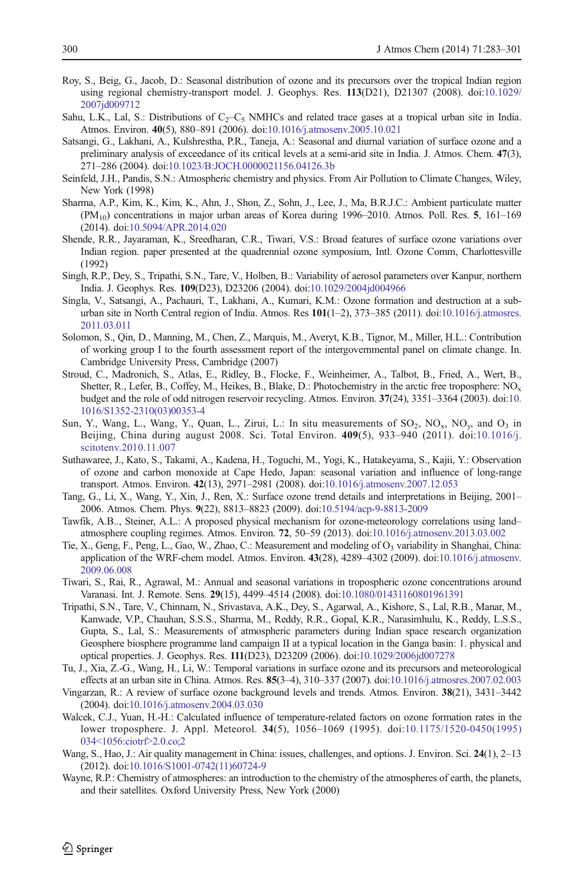Roy, S., Beig, G., Jacob, D.: Seasonal distribution of ozone and its precursors over the tropical Indian region using regional chemistry-transport model. J. Geophys. Res. **113**(D21), D21307 (2008). doi:10.1029/2007jd009712

Sahu, L.K., Lal, S.: Distributions of $C_2$–$C_5$ NMHCs and related trace gases at a tropical urban site in India. Atmos. Environ. **40**(5), 880–891 (2006). doi:10.1016/j.atmosenv.2005.10.021

Satsangi, G., Lakhani, A., Kulshrestha, P.R., Taneja, A.: Seasonal and diurnal variation of surface ozone and a preliminary analysis of exceedance of its critical levels at a semi-arid site in India. J. Atmos. Chem. **47**(3), 271–286 (2004). doi:10.1023/B:JOCH.0000021156.04126.3b

Seinfeld, J.H., Pandis, S.N.: Atmospheric chemistry and physics. From Air Pollution to Climate Changes, Wiley, New York (1998)

Sharma, A.P., Kim, K., Kim, K., Ahn, J., Shon, Z., Sohn, J., Lee, J., Ma, B.R.J.C.: Ambient particulate matter ($PM_{10}$) concentrations in major urban areas of Korea during 1996–2010. Atmos. Poll. Res. **5**, 161–169 (2014). doi:10.5094/APR.2014.020

Shende, R.R., Jayaraman, K., Sreedharan, C.R., Tiwari, V.S.: Broad features of surface ozone variations over Indian region. paper presented at the quadrennial ozone symposium, Intl. Ozone Comm, Charlottesville (1992)

Singh, R.P., Dey, S., Tripathi, S.N., Tare, V., Holben, B.: Variability of aerosol parameters over Kanpur, northern India. J. Geophys. Res. **109**(D23), D23206 (2004). doi:10.1029/2004jd004966

Singla, V., Satsangi, A., Pachauri, T., Lakhani, A., Kumari, K.M.: Ozone formation and destruction at a sub-urban site in North Central region of India. Atmos. Res **101**(1–2), 373–385 (2011). doi:10.1016/j.atmosres.2011.03.011

Solomon, S., Qin, D., Manning, M., Chen, Z., Marquis, M., Averyt, K.B., Tignor, M., Miller, H.L.: Contribution of working group I to the fourth assessment report of the intergovernmental panel on climate change. In. Cambridge University Press, Cambridge (2007)

Stroud, C., Madronich, S., Atlas, E., Ridley, B., Flocke, F., Weinheimer, A., Talbot, B., Fried, A., Wert, B., Shetter, R., Lefer, B., Coffey, M., Heikes, B., Blake, D.: Photochemistry in the arctic free troposphere: $NO_x$ budget and the role of odd nitrogen reservoir recycling. Atmos. Environ. **37**(24), 3351–3364 (2003). doi:10.1016/S1352-2310(03)00353-4

Sun, Y., Wang, L., Wang, Y., Quan, L., Zirui, L.: In situ measurements of $SO_2$, $NO_x$, $NO_y$, and $O_3$ in Beijing, China during august 2008. Sci. Total Environ. **409**(5), 933–940 (2011). doi:10.1016/j.scitotenv.2010.11.007

Suthawaree, J., Kato, S., Takami, A., Kadena, H., Toguchi, M., Yogi, K., Hatakeyama, S., Kajii, Y.: Observation of ozone and carbon monoxide at Cape Hedo, Japan: seasonal variation and influence of long-range transport. Atmos. Environ. **42**(13), 2971–2981 (2008). doi:10.1016/j.atmosenv.2007.12.053

Tang, G., Li, X., Wang, Y., Xin, J., Ren, X.: Surface ozone trend details and interpretations in Beijing, 2001–2006. Atmos. Chem. Phys. **9**(22), 8813–8823 (2009). doi:10.5194/acp-9-8813-2009

Tawfik, A.B.., Steiner, A.L.: A proposed physical mechanism for ozone-meteorology correlations using land–atmosphere coupling regimes. Atmos. Environ. **72**, 50–59 (2013). doi:10.1016/j.atmosenv.2013.03.002

Tie, X., Geng, F., Peng, L., Gao, W., Zhao, C.: Measurement and modeling of $O_3$ variability in Shanghai, China: application of the WRF-chem model. Atmos. Environ. **43**(28), 4289–4302 (2009). doi:10.1016/j.atmosenv.2009.06.008

Tiwari, S., Rai, R., Agrawal, M.: Annual and seasonal variations in tropospheric ozone concentrations around Varanasi. Int. J. Remote. Sens. **29**(15), 4499–4514 (2008). doi:10.1080/01431160801961391

Tripathi, S.N., Tare, V., Chinnam, N., Srivastava, A.K., Dey, S., Agarwal, A., Kishore, S., Lal, R.B., Manar, M., Kanwade, V.P., Chauhan, S.S.S., Sharma, M., Reddy, R.R., Gopal, K.R., Narasimhulu, K., Reddy, L.S.S., Gupta, S., Lal, S.: Measurements of atmospheric parameters during Indian space research organization Geosphere biosphere programme land campaign II at a typical location in the Ganga basin: 1. physical and optical properties. J. Geophys. Res. **111**(D23), D23209 (2006). doi:10.1029/2006jd007278

Tu, J., Xia, Z.-G., Wang, H., Li, W.: Temporal variations in surface ozone and its precursors and meteorological effects at an urban site in China. Atmos. Res. **85**(3–4), 310–337 (2007). doi:10.1016/j.atmosres.2007.02.003

Vingarzan, R.: A review of surface ozone background levels and trends. Atmos. Environ. **38**(21), 3431–3442 (2004). doi:10.1016/j.atmosenv.2004.03.030

Walcek, C.J., Yuan, H.-H.: Calculated influence of temperature-related factors on ozone formation rates in the lower troposphere. J. Appl. Meteorol. **34**(5), 1056–1069 (1995). doi:10.1175/1520-0450(1995)034<1056:ciotrf>2.0.co;2

Wang, S., Hao, J.: Air quality management in China: issues, challenges, and options. J. Environ. Sci. **24**(1), 2–13 (2012). doi:10.1016/S1001-0742(11)60724-9

Wayne, R.P.: Chemistry of atmospheres: an introduction to the chemistry of the atmospheres of earth, the planets, and their satellites. Oxford University Press, New York (2000)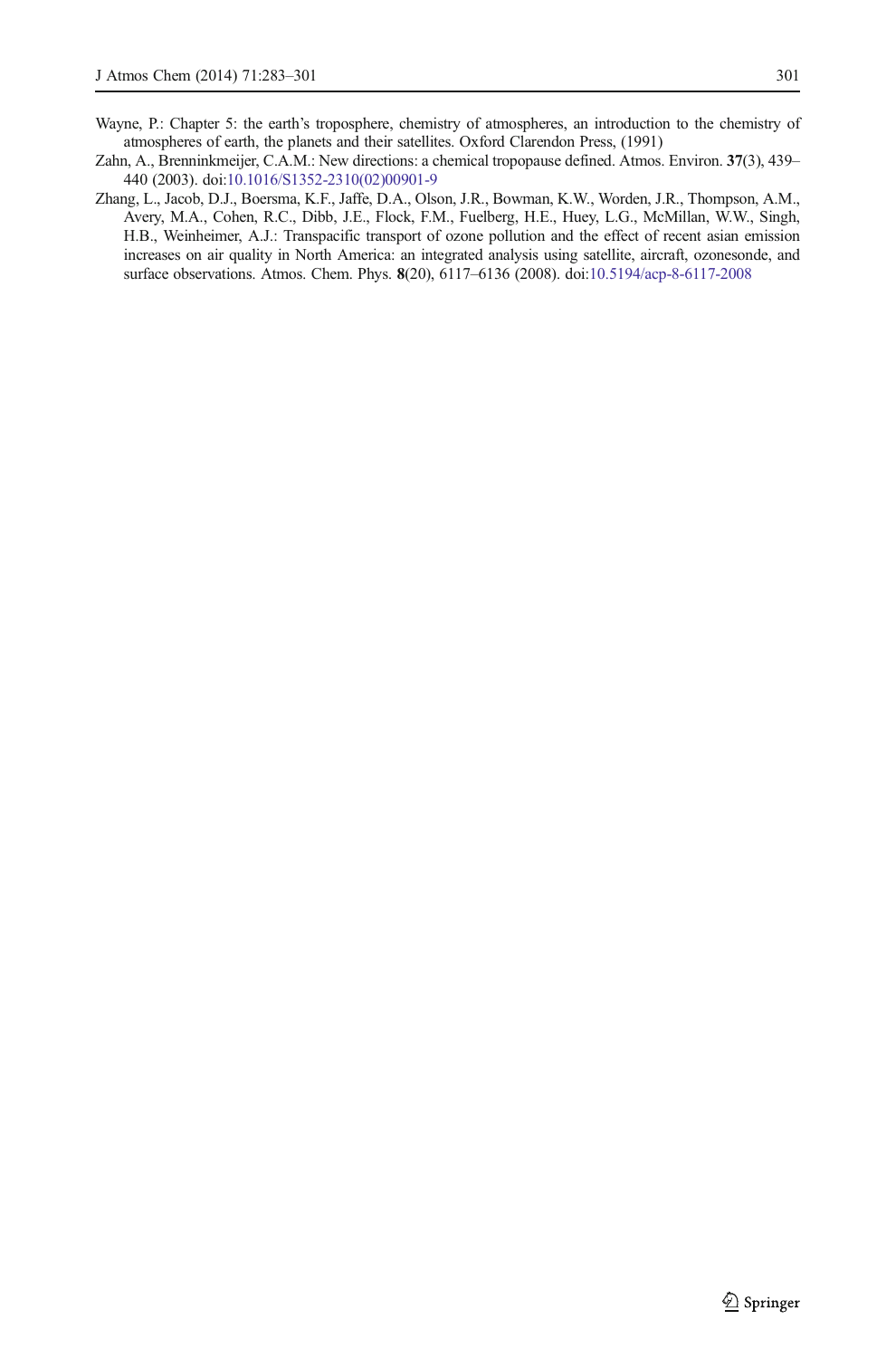Wayne, P.: Chapter 5: the earth's troposphere, chemistry of atmospheres, an introduction to the chemistry of atmospheres of earth, the planets and their satellites. Oxford Clarendon Press, (1991)

Zahn, A., Brenninkmeijer, C.A.M.: New directions: a chemical tropopause defined. Atmos. Environ. **37**(3), 439–440 (2003). doi:10.1016/S1352-2310(02)00901-9

Zhang, L., Jacob, D.J., Boersma, K.F., Jaffe, D.A., Olson, J.R., Bowman, K.W., Worden, J.R., Thompson, A.M., Avery, M.A., Cohen, R.C., Dibb, J.E., Flock, F.M., Fuelberg, H.E., Huey, L.G., McMillan, W.W., Singh, H.B., Weinheimer, A.J.: Transpacific transport of ozone pollution and the effect of recent asian emission increases on air quality in North America: an integrated analysis using satellite, aircraft, ozonesonde, and surface observations. Atmos. Chem. Phys. **8**(20), 6117–6136 (2008). doi:10.5194/acp-8-6117-2008